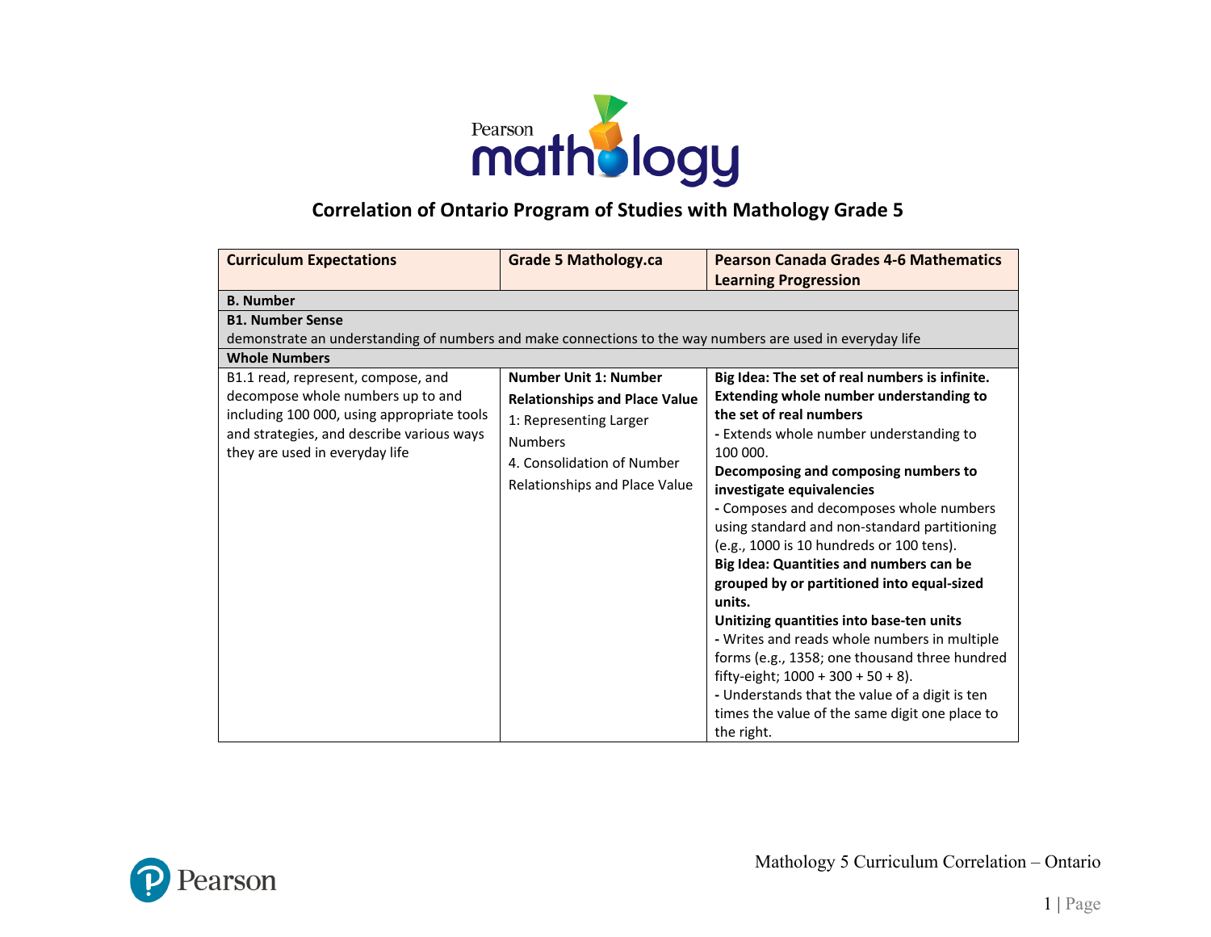# Correlation of Ontario Program of Studies with Mathology Grade 5

| Curriculum Expectations | Grade 5 Mathology.ca | Pearson Canada Grades 4-6 Mathematics Learning Progression |
|---|---|---|
| **B. Number** | | |
| **B1. Number Sense**<br>demonstrate an understanding of numbers and make connections to the way numbers are used in everyday life | | |
| **Whole Numbers** | | |
| B1.1 read, represent, compose, and decompose whole numbers up to and including 100 000, using appropriate tools and strategies, and describe various ways they are used in everyday life | **Number Unit 1: Number Relationships and Place Value**<br>1: Representing Larger Numbers<br>4. Consolidation of Number Relationships and Place Value | **Big Idea: The set of real numbers is infinite.**<br>**Extending whole number understanding to the set of real numbers**<br>- Extends whole number understanding to 100 000.<br>**Decomposing and composing numbers to investigate equivalencies**<br>- Composes and decomposes whole numbers using standard and non-standard partitioning (e.g., 1000 is 10 hundreds or 100 tens).<br>**Big Idea: Quantities and numbers can be grouped by or partitioned into equal-sized units.**<br>**Unitizing quantities into base-ten units**<br>- Writes and reads whole numbers in multiple forms (e.g., 1358; one thousand three hundred fifty-eight; 1000 + 300 + 50 + 8).<br>- Understands that the value of a digit is ten times the value of the same digit one place to the right. |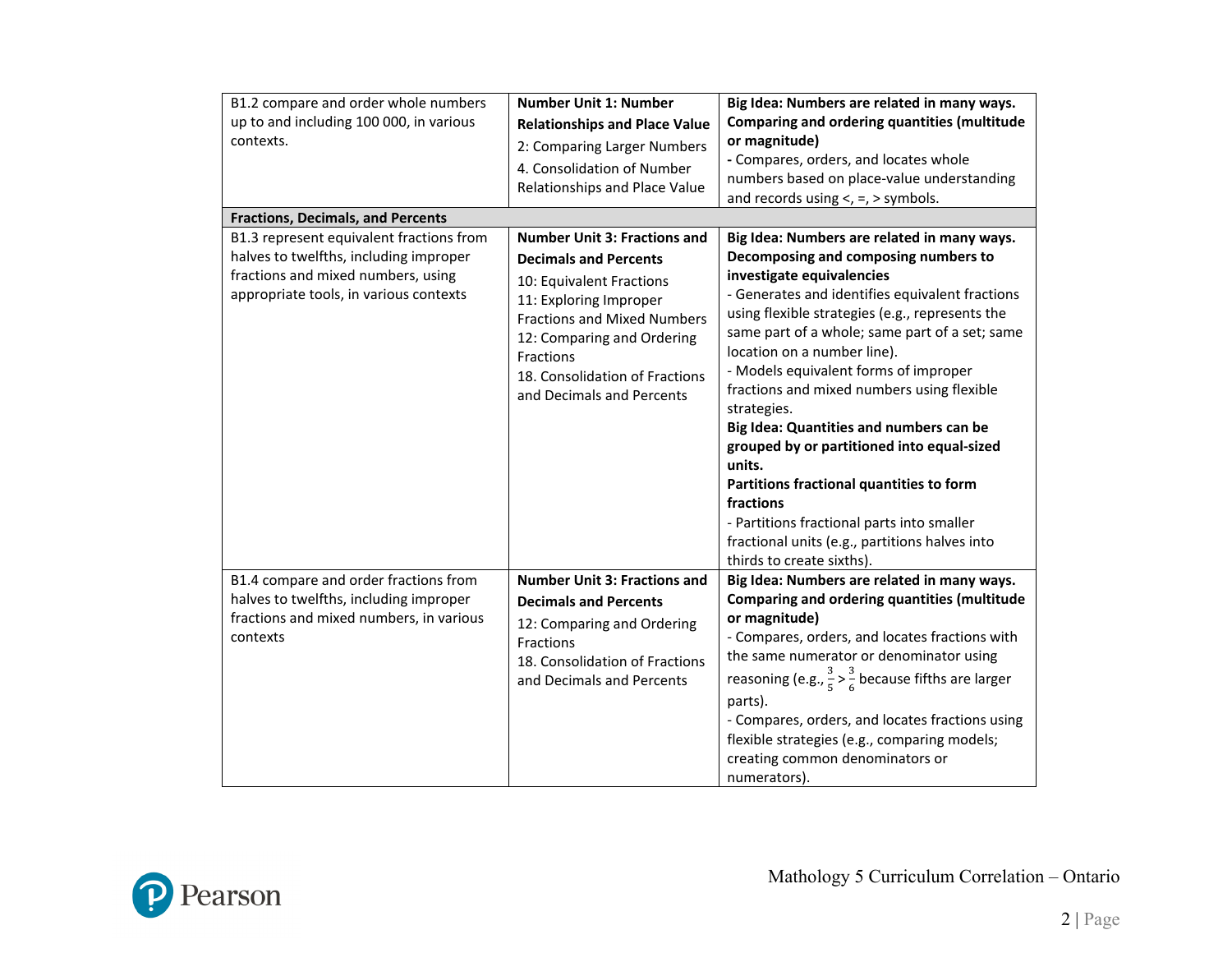| | | |
|---|---|---|
| B1.2 compare and order whole numbers up to and including 100 000, in various contexts. | **Number Unit 1: Number Relationships and Place Value**<br>2: Comparing Larger Numbers<br>4. Consolidation of Number Relationships and Place Value | **Big Idea: Numbers are related in many ways.**<br>**Comparing and ordering quantities (multitude or magnitude)**<br>**-** Compares, orders, and locates whole numbers based on place-value understanding and records using <, =, > symbols. |
| **Fractions, Decimals, and Percents** | | |
| B1.3 represent equivalent fractions from halves to twelfths, including improper fractions and mixed numbers, using appropriate tools, in various contexts | **Number Unit 3: Fractions and Decimals and Percents**<br>10: Equivalent Fractions<br>11: Exploring Improper Fractions and Mixed Numbers<br>12: Comparing and Ordering Fractions<br>18. Consolidation of Fractions and Decimals and Percents | **Big Idea: Numbers are related in many ways.**<br>**Decomposing and composing numbers to investigate equivalencies**<br>- Generates and identifies equivalent fractions using flexible strategies (e.g., represents the same part of a whole; same part of a set; same location on a number line).<br>- Models equivalent forms of improper fractions and mixed numbers using flexible strategies.<br>**Big Idea: Quantities and numbers can be grouped by or partitioned into equal-sized units.**<br>**Partitions fractional quantities to form fractions**<br>- Partitions fractional parts into smaller fractional units (e.g., partitions halves into thirds to create sixths). |
| B1.4 compare and order fractions from halves to twelfths, including improper fractions and mixed numbers, in various contexts | **Number Unit 3: Fractions and Decimals and Percents**<br>12: Comparing and Ordering Fractions<br>18. Consolidation of Fractions and Decimals and Percents | **Big Idea: Numbers are related in many ways.**<br>**Comparing and ordering quantities (multitude or magnitude)**<br>- Compares, orders, and locates fractions with the same numerator or denominator using reasoning (e.g., $\frac{3}{5} > \frac{3}{6}$ because fifths are larger parts).<br>- Compares, orders, and locates fractions using flexible strategies (e.g., comparing models; creating common denominators or numerators). |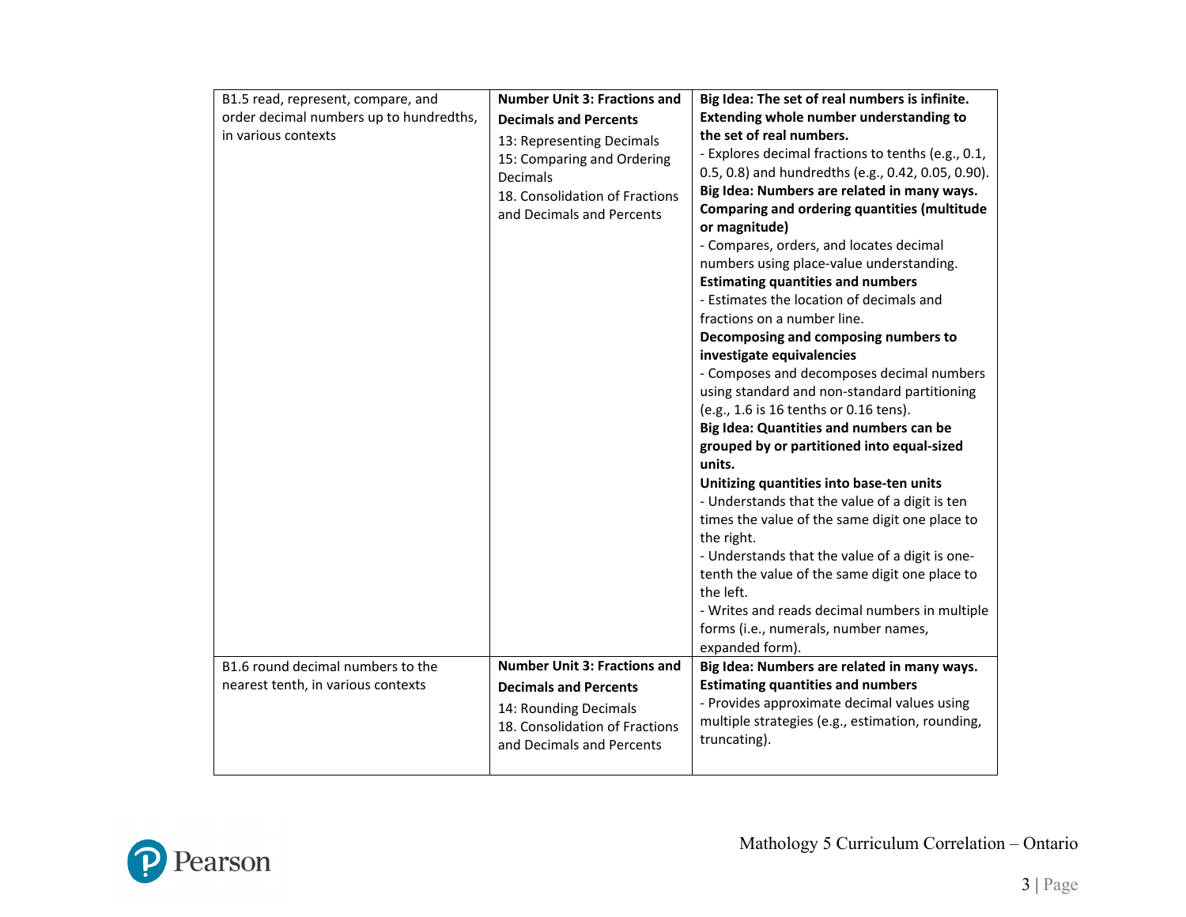| | | |
|---|---|---|
| B1.5 read, represent, compare, and order decimal numbers up to hundredths, in various contexts | **Number Unit 3: Fractions and Decimals and Percents**<br>13: Representing Decimals<br>15: Comparing and Ordering Decimals<br>18. Consolidation of Fractions and Decimals and Percents | **Big Idea: The set of real numbers is infinite.**<br>**Extending whole number understanding to the set of real numbers.**<br>- Explores decimal fractions to tenths (e.g., 0.1, 0.5, 0.8) and hundredths (e.g., 0.42, 0.05, 0.90).<br>**Big Idea: Numbers are related in many ways.**<br>**Comparing and ordering quantities (multitude or magnitude)**<br>- Compares, orders, and locates decimal numbers using place-value understanding.<br>**Estimating quantities and numbers**<br>- Estimates the location of decimals and fractions on a number line.<br>**Decomposing and composing numbers to investigate equivalencies**<br>- Composes and decomposes decimal numbers using standard and non-standard partitioning (e.g., 1.6 is 16 tenths or 0.16 tens).<br>**Big Idea: Quantities and numbers can be grouped by or partitioned into equal-sized units.**<br>**Unitizing quantities into base-ten units**<br>- Understands that the value of a digit is ten times the value of the same digit one place to the right.<br>- Understands that the value of a digit is one-tenth the value of the same digit one place to the left.<br>- Writes and reads decimal numbers in multiple forms (i.e., numerals, number names, expanded form). |
| B1.6 round decimal numbers to the nearest tenth, in various contexts | **Number Unit 3: Fractions and Decimals and Percents**<br>14: Rounding Decimals<br>18. Consolidation of Fractions and Decimals and Percents | **Big Idea: Numbers are related in many ways.**<br>**Estimating quantities and numbers**<br>- Provides approximate decimal values using multiple strategies (e.g., estimation, rounding, truncating). |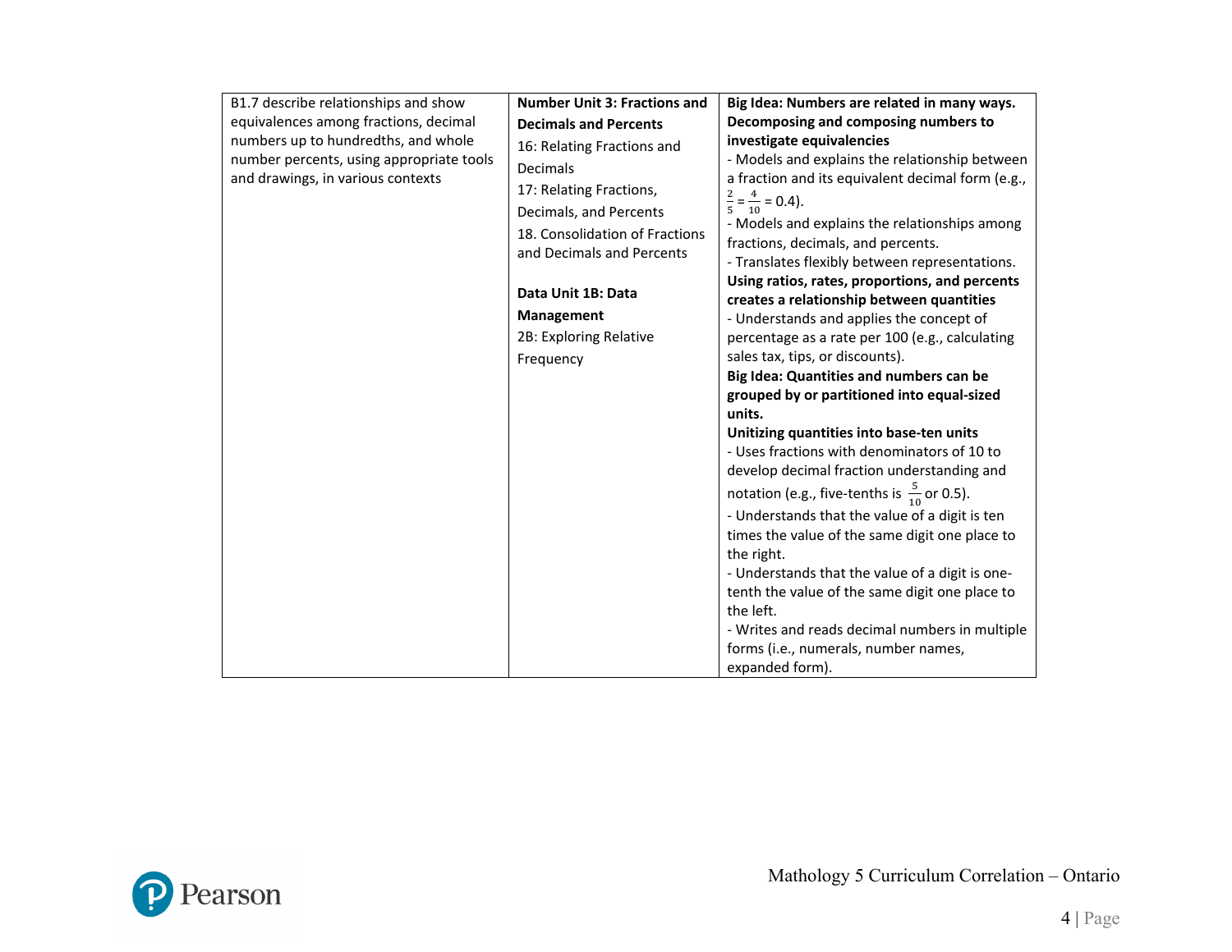| | | |
|---|---|---|
| B1.7 describe relationships and show equivalences among fractions, decimal numbers up to hundredths, and whole number percents, using appropriate tools and drawings, in various contexts | **Number Unit 3: Fractions and Decimals and Percents**<br>16: Relating Fractions and Decimals<br>17: Relating Fractions, Decimals, and Percents<br>18. Consolidation of Fractions and Decimals and Percents<br><br>**Data Unit 1B: Data Management**<br>2B: Exploring Relative Frequency | **Big Idea: Numbers are related in many ways.**<br>**Decomposing and composing numbers to investigate equivalences**<br>- Models and explains the relationship between a fraction and its equivalent decimal form (e.g., $\frac{2}{5} = \frac{4}{10} = 0.4$).<br>- Models and explains the relationships among fractions, decimals, and percents.<br>- Translates flexibly between representations.<br>**Using ratios, rates, proportions, and percents creates a relationship between quantities**<br>- Understands and applies the concept of percentage as a rate per 100 (e.g., calculating sales tax, tips, or discounts).<br>**Big Idea: Quantities and numbers can be grouped by or partitioned into equal-sized units.**<br>**Unitizing quantities into base-ten units**<br>- Uses fractions with denominators of 10 to develop decimal fraction understanding and notation (e.g., five-tenths is $\frac{5}{10}$ or 0.5).<br>- Understands that the value of a digit is ten times the value of the same digit one place to the right.<br>- Understands that the value of a digit is one-tenth the value of the same digit one place to the left.<br>- Writes and reads decimal numbers in multiple forms (i.e., numerals, number names, expanded form). |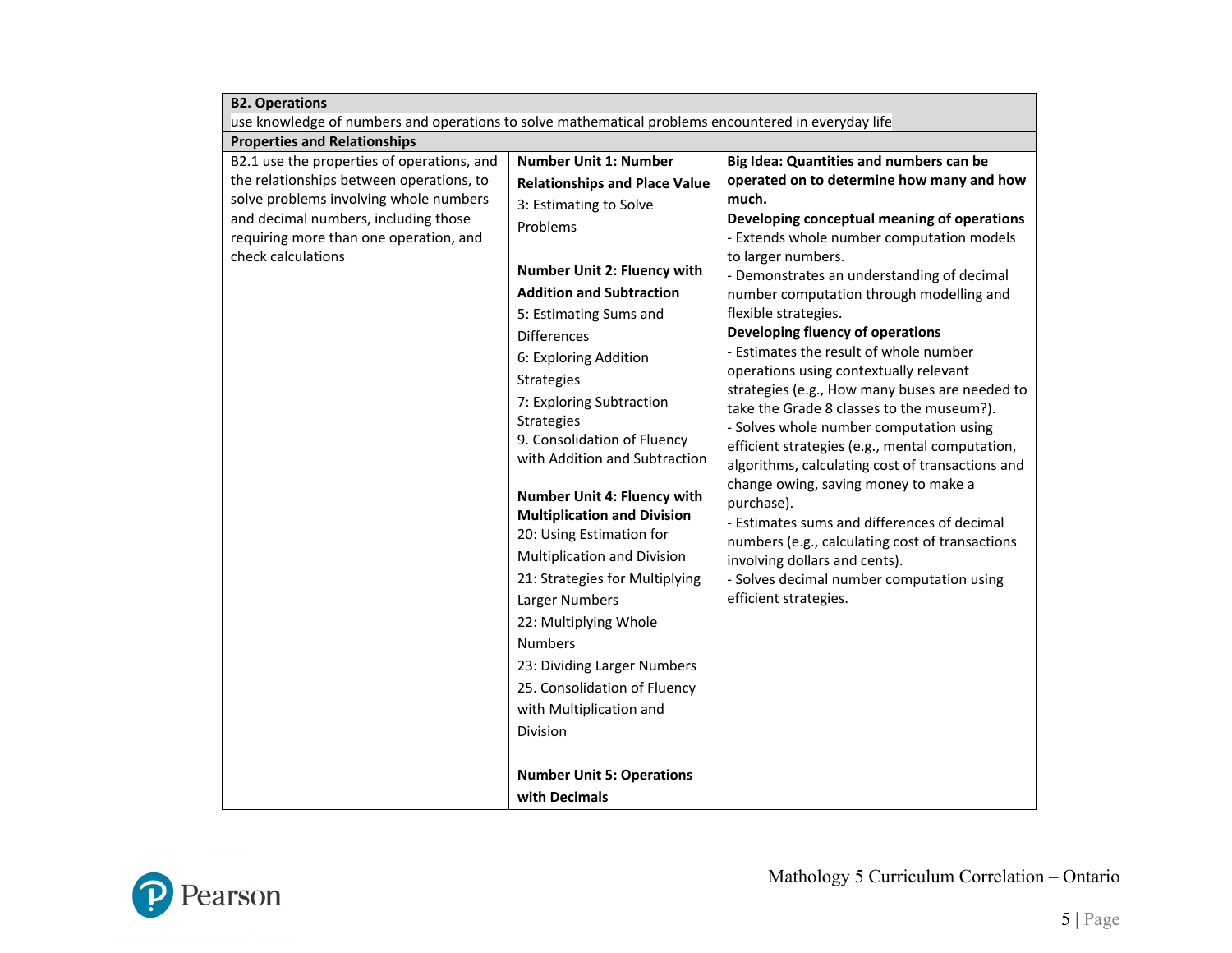| **B2. Operations** use knowledge of numbers and operations to solve mathematical problems encountered in everyday life | | |
|---|---|---|
| **Properties and Relationships** | | |
| B2.1 use the properties of operations, and the relationships between operations, to solve problems involving whole numbers and decimal numbers, including those requiring more than one operation, and check calculations | **Number Unit 1: Number Relationships and Place Value**<br>3: Estimating to Solve Problems<br><br>**Number Unit 2: Fluency with Addition and Subtraction**<br>5: Estimating Sums and Differences<br>6: Exploring Addition Strategies<br>7: Exploring Subtraction Strategies<br>9. Consolidation of Fluency with Addition and Subtraction<br><br>**Number Unit 4: Fluency with Multiplication and Division**<br>20: Using Estimation for Multiplication and Division<br>21: Strategies for Multiplying Larger Numbers<br>22: Multiplying Whole Numbers<br>23: Dividing Larger Numbers<br>25. Consolidation of Fluency with Multiplication and Division<br><br>**Number Unit 5: Operations with Decimals** | **Big Idea: Quantities and numbers can be operated on to determine how many and how much.**<br>**Developing conceptual meaning of operations**<br>- Extends whole number computation models to larger numbers.<br>- Demonstrates an understanding of decimal number computation through modelling and flexible strategies.<br>**Developing fluency of operations**<br>- Estimates the result of whole number operations using contextually relevant strategies (e.g., How many buses are needed to take the Grade 8 classes to the museum?).<br>- Solves whole number computation using efficient strategies (e.g., mental computation, algorithms, calculating cost of transactions and change owing, saving money to make a purchase).<br>- Estimates sums and differences of decimal numbers (e.g., calculating cost of transactions involving dollars and cents).<br>- Solves decimal number computation using efficient strategies. |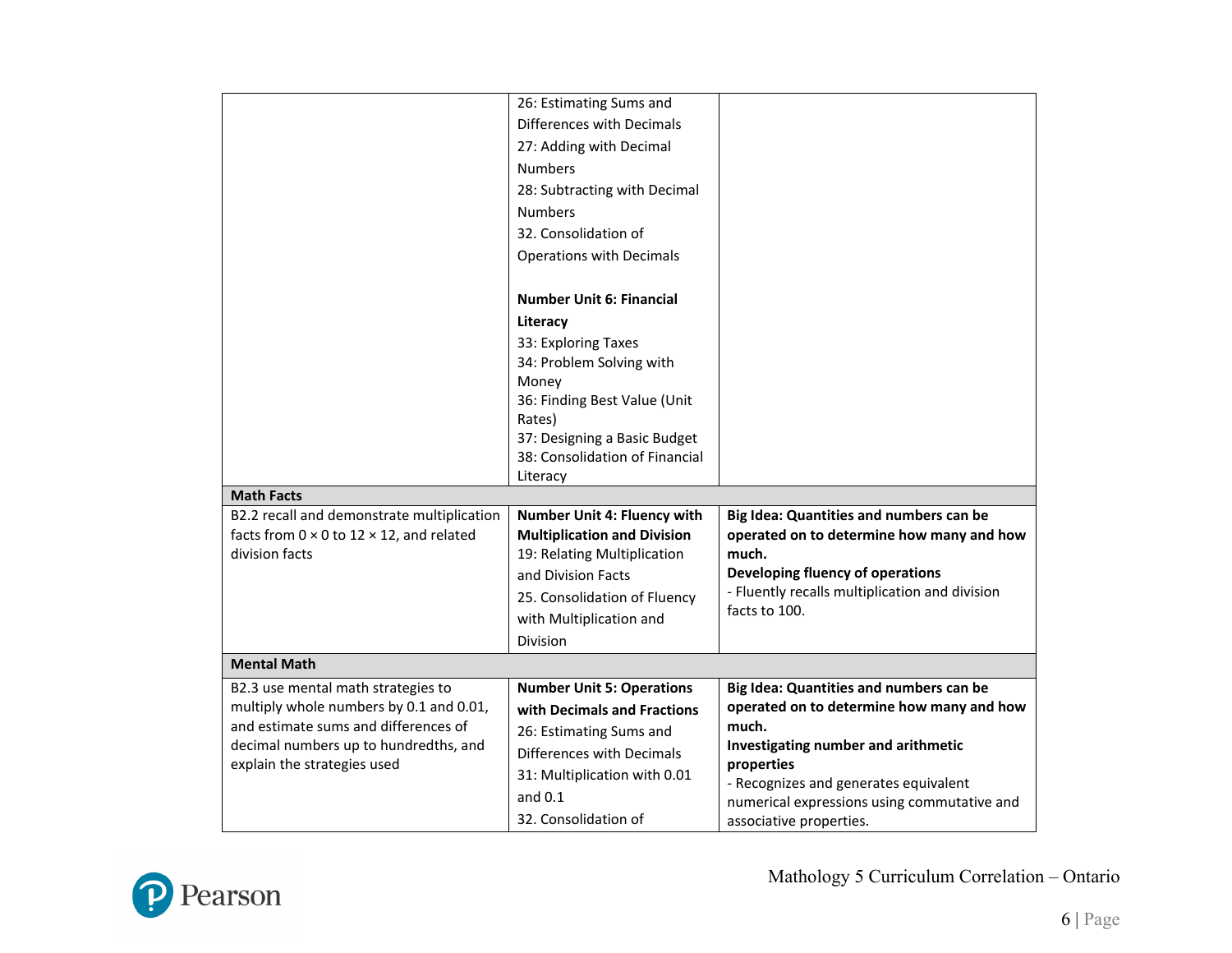| | | |
|---|---|---|
| | 26: Estimating Sums and Differences with Decimals<br>27: Adding with Decimal Numbers<br>28: Subtracting with Decimal Numbers<br>32. Consolidation of Operations with Decimals<br><br>**Number Unit 6: Financial Literacy**<br>33: Exploring Taxes<br>34: Problem Solving with Money<br>36: Finding Best Value (Unit Rates)<br>37: Designing a Basic Budget<br>38: Consolidation of Financial Literacy | |
| **Math Facts** | | |
| B2.2 recall and demonstrate multiplication facts from 0 × 0 to 12 × 12, and related division facts | **Number Unit 4: Fluency with Multiplication and Division**<br>19: Relating Multiplication and Division Facts<br>25. Consolidation of Fluency with Multiplication and Division | **Big Idea: Quantities and numbers can be operated on to determine how many and how much.**<br>**Developing fluency of operations**<br>- Fluently recalls multiplication and division facts to 100. |
| **Mental Math** | | |
| B2.3 use mental math strategies to multiply whole numbers by 0.1 and 0.01, and estimate sums and differences of decimal numbers up to hundredths, and explain the strategies used | **Number Unit 5: Operations with Decimals and Fractions**<br>26: Estimating Sums and Differences with Decimals<br>31: Multiplication with 0.01 and 0.1<br>32. Consolidation of | **Big Idea: Quantities and numbers can be operated on to determine how many and how much.**<br>**Investigating number and arithmetic properties**<br>- Recognizes and generates equivalent numerical expressions using commutative and associative properties. |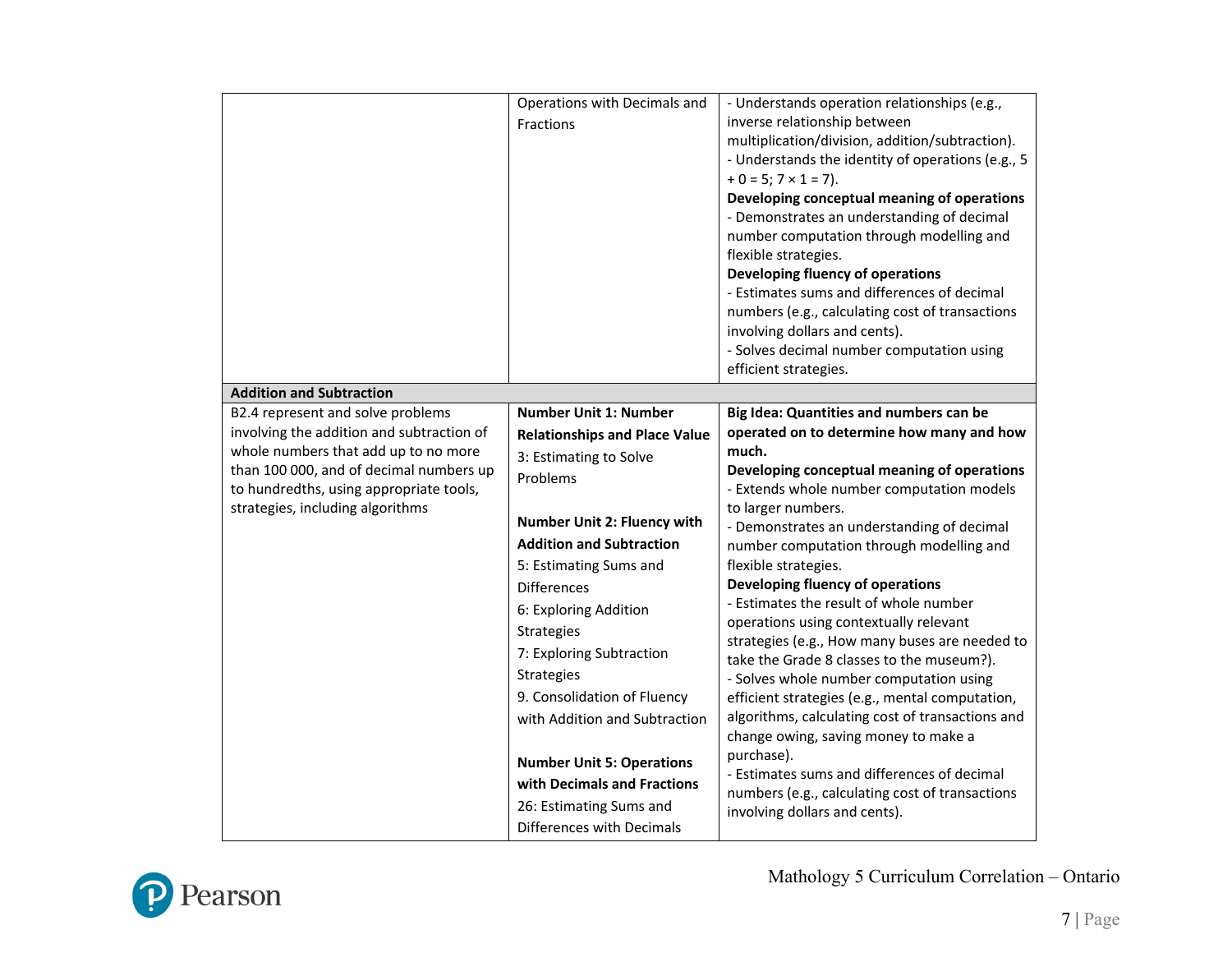| | | |
|---|---|---|
| | Operations with Decimals and Fractions | - Understands operation relationships (e.g., inverse relationship between multiplication/division, addition/subtraction).<br>- Understands the identity of operations (e.g., 5 + 0 = 5; 7 × 1 = 7).<br>**Developing conceptual meaning of operations**<br>- Demonstrates an understanding of decimal number computation through modelling and flexible strategies.<br>**Developing fluency of operations**<br>- Estimates sums and differences of decimal numbers (e.g., calculating cost of transactions involving dollars and cents).<br>- Solves decimal number computation using efficient strategies. |
| **Addition and Subtraction** | | |
| B2.4 represent and solve problems involving the addition and subtraction of whole numbers that add up to no more than 100 000, and of decimal numbers up to hundredths, using appropriate tools, strategies, including algorithms | **Number Unit 1: Number Relationships and Place Value**<br>3: Estimating to Solve Problems<br><br>**Number Unit 2: Fluency with Addition and Subtraction**<br>5: Estimating Sums and Differences<br>6: Exploring Addition Strategies<br>7: Exploring Subtraction Strategies<br>9. Consolidation of Fluency with Addition and Subtraction<br><br>**Number Unit 5: Operations with Decimals and Fractions**<br>26: Estimating Sums and Differences with Decimals | **Big Idea: Quantities and numbers can be operated on to determine how many and how much.**<br>**Developing conceptual meaning of operations**<br>- Extends whole number computation models to larger numbers.<br>- Demonstrates an understanding of decimal number computation through modelling and flexible strategies.<br>**Developing fluency of operations**<br>- Estimates the result of whole number operations using contextually relevant strategies (e.g., How many buses are needed to take the Grade 8 classes to the museum?).<br>- Solves whole number computation using efficient strategies (e.g., mental computation, algorithms, calculating cost of transactions and change owing, saving money to make a purchase).<br>- Estimates sums and differences of decimal numbers (e.g., calculating cost of transactions involving dollars and cents). |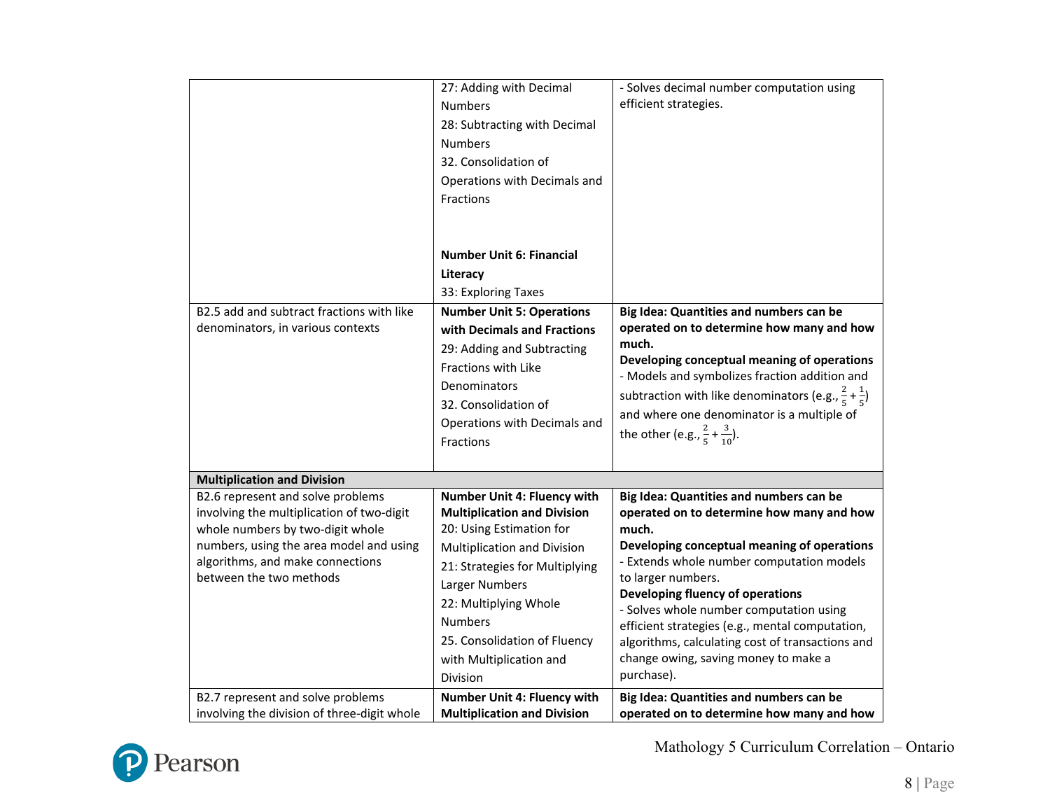| | | |
|---|---|---|
| | 27: Adding with Decimal Numbers<br>28: Subtracting with Decimal Numbers<br>32. Consolidation of Operations with Decimals and Fractions<br><br>**Number Unit 6: Financial Literacy**<br>33: Exploring Taxes | - Solves decimal number computation using efficient strategies. |
| B2.5 add and subtract fractions with like denominators, in various contexts | **Number Unit 5: Operations with Decimals and Fractions**<br>29: Adding and Subtracting Fractions with Like Denominators<br>32. Consolidation of Operations with Decimals and Fractions | **Big Idea: Quantities and numbers can be operated on to determine how many and how much.**<br>**Developing conceptual meaning of operations**<br>- Models and symbolizes fraction addition and subtraction with like denominators (e.g., $\frac{2}{5}+\frac{1}{5}$) and where one denominator is a multiple of the other (e.g., $\frac{2}{5}+\frac{3}{10}$). |
| **Multiplication and Division** | | |
| B2.6 represent and solve problems involving the multiplication of two-digit whole numbers by two-digit whole numbers, using the area model and using algorithms, and make connections between the two methods | **Number Unit 4: Fluency with Multiplication and Division**<br>20: Using Estimation for Multiplication and Division<br>21: Strategies for Multiplying Larger Numbers<br>22: Multiplying Whole Numbers<br>25. Consolidation of Fluency with Multiplication and Division | **Big Idea: Quantities and numbers can be operated on to determine how many and how much.**<br>**Developing conceptual meaning of operations**<br>- Extends whole number computation models to larger numbers.<br>**Developing fluency of operations**<br>- Solves whole number computation using efficient strategies (e.g., mental computation, algorithms, calculating cost of transactions and change owing, saving money to make a purchase). |
| B2.7 represent and solve problems involving the division of three-digit whole | **Number Unit 4: Fluency with Multiplication and Division** | **Big Idea: Quantities and numbers can be operated on to determine how many and how** |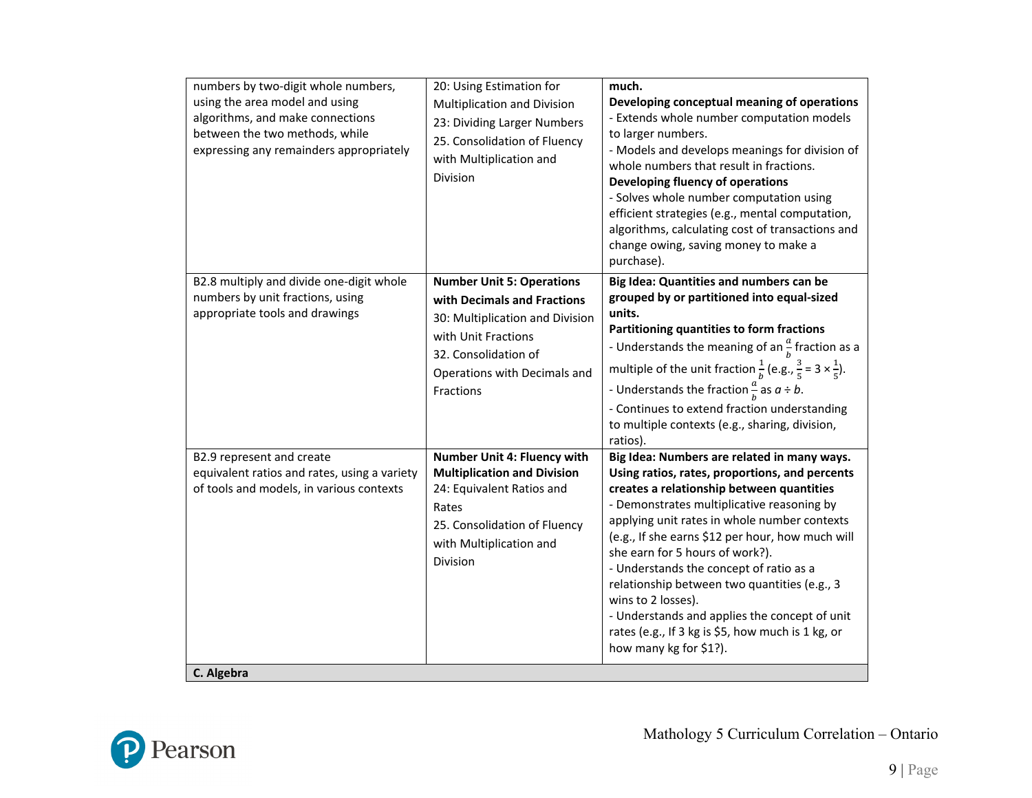| | | |
|---|---|---|
| numbers by two-digit whole numbers, using the area model and using algorithms, and make connections between the two methods, while expressing any remainders appropriately | 20: Using Estimation for Multiplication and Division<br>23: Dividing Larger Numbers<br>25. Consolidation of Fluency with Multiplication and Division | **much.**<br>**Developing conceptual meaning of operations**<br>- Extends whole number computation models to larger numbers.<br>- Models and develops meanings for division of whole numbers that result in fractions.<br>**Developing fluency of operations**<br>- Solves whole number computation using efficient strategies (e.g., mental computation, algorithms, calculating cost of transactions and change owing, saving money to make a purchase). |
| B2.8 multiply and divide one-digit whole numbers by unit fractions, using appropriate tools and drawings | **Number Unit 5: Operations with Decimals and Fractions**<br>30: Multiplication and Division with Unit Fractions<br>32. Consolidation of Operations with Decimals and Fractions | **Big Idea: Quantities and numbers can be grouped by or partitioned into equal-sized units.**<br>**Partitioning quantities to form fractions**<br>- Understands the meaning of an $\frac{a}{b}$ fraction as a multiple of the unit fraction $\frac{1}{b}$ (e.g., $\frac{3}{5} = 3 \times \frac{1}{5}$).<br>- Understands the fraction $\frac{a}{b}$ as $a \div b$.<br>- Continues to extend fraction understanding to multiple contexts (e.g., sharing, division, ratios). |
| B2.9 represent and create equivalent ratios and rates, using a variety of tools and models, in various contexts | **Number Unit 4: Fluency with Multiplication and Division**<br>24: Equivalent Ratios and Rates<br>25. Consolidation of Fluency with Multiplication and Division | **Big Idea: Numbers are related in many ways.**<br>**Using ratios, rates, proportions, and percents creates a relationship between quantities**<br>- Demonstrates multiplicative reasoning by applying unit rates in whole number contexts (e.g., If she earns $12 per hour, how much will she earn for 5 hours of work?).<br>- Understands the concept of ratio as a relationship between two quantities (e.g., 3 wins to 2 losses).<br>- Understands and applies the concept of unit rates (e.g., If 3 kg is $5, how much is 1 kg, or how many kg for $1?). |
| **C. Algebra** | | |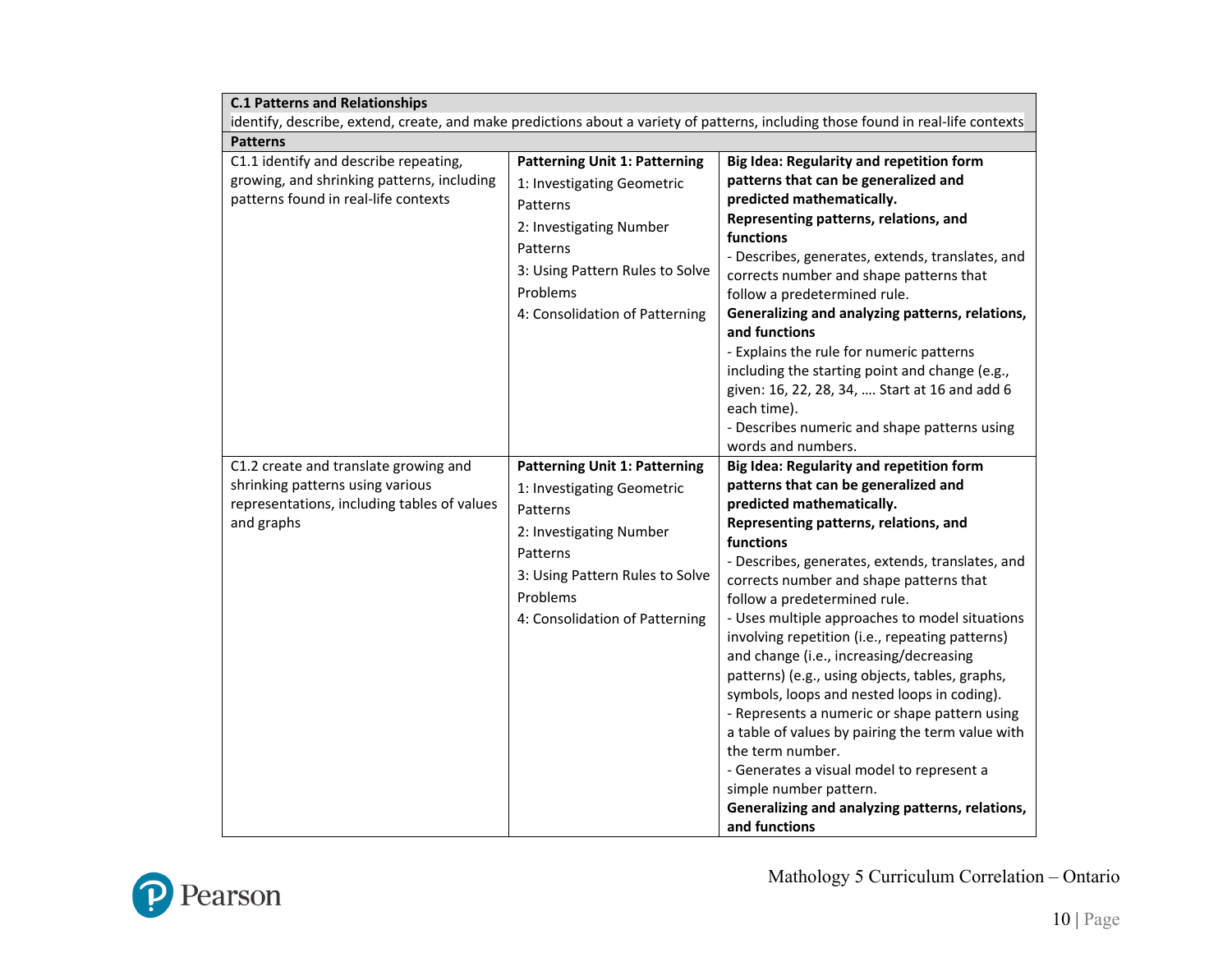| C.1 Patterns and Relationships | | |
|---|---|---|
| identify, describe, extend, create, and make predictions about a variety of patterns, including those found in real-life contexts | | |
| **Patterns** | | |
| C1.1 identify and describe repeating, growing, and shrinking patterns, including patterns found in real-life contexts | **Patterning Unit 1: Patterning**<br>1: Investigating Geometric Patterns<br>2: Investigating Number Patterns<br>3: Using Pattern Rules to Solve Problems<br>4: Consolidation of Patterning | **Big Idea: Regularity and repetition form patterns that can be generalized and predicted mathematically.**<br>**Representing patterns, relations, and functions**<br>- Describes, generates, extends, translates, and corrects number and shape patterns that follow a predetermined rule.<br>**Generalizing and analyzing patterns, relations, and functions**<br>- Explains the rule for numeric patterns including the starting point and change (e.g., given: 16, 22, 28, 34, …. Start at 16 and add 6 each time).<br>- Describes numeric and shape patterns using words and numbers. |
| C1.2 create and translate growing and shrinking patterns using various representations, including tables of values and graphs | **Patterning Unit 1: Patterning**<br>1: Investigating Geometric Patterns<br>2: Investigating Number Patterns<br>3: Using Pattern Rules to Solve Problems<br>4: Consolidation of Patterning | **Big Idea: Regularity and repetition form patterns that can be generalized and predicted mathematically.**<br>**Representing patterns, relations, and functions**<br>- Describes, generates, extends, translates, and corrects number and shape patterns that follow a predetermined rule.<br>- Uses multiple approaches to model situations involving repetition (i.e., repeating patterns) and change (i.e., increasing/decreasing patterns) (e.g., using objects, tables, graphs, symbols, loops and nested loops in coding).<br>- Represents a numeric or shape pattern using a table of values by pairing the term value with the term number.<br>- Generates a visual model to represent a simple number pattern.<br>**Generalizing and analyzing patterns, relations, and functions** |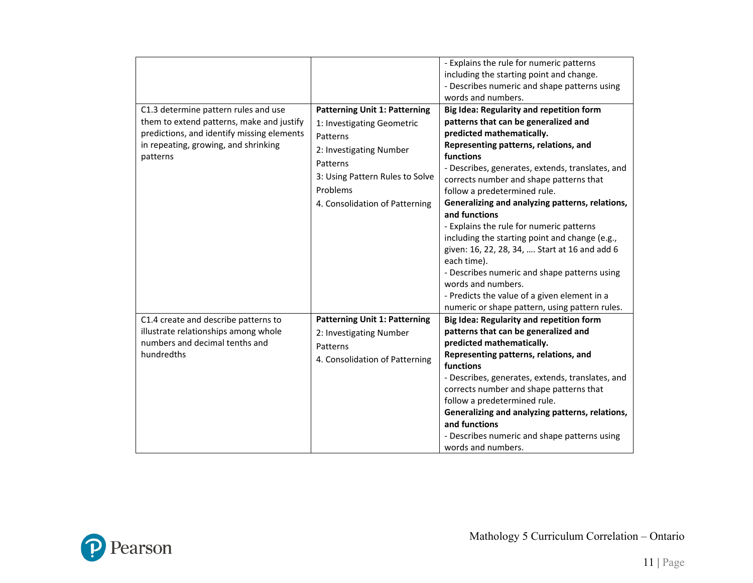| | | |
|---|---|---|
| | | - Explains the rule for numeric patterns including the starting point and change.<br>- Describes numeric and shape patterns using words and numbers. |
| C1.3 determine pattern rules and use them to extend patterns, make and justify predictions, and identify missing elements in repeating, growing, and shrinking patterns | **Patterning Unit 1: Patterning**<br>1: Investigating Geometric Patterns<br>2: Investigating Number Patterns<br>3: Using Pattern Rules to Solve Problems<br>4. Consolidation of Patterning | **Big Idea: Regularity and repetition form patterns that can be generalized and predicted mathematically.**<br>**Representing patterns, relations, and functions**<br>- Describes, generates, extends, translates, and corrects number and shape patterns that follow a predetermined rule.<br>**Generalizing and analyzing patterns, relations, and functions**<br>- Explains the rule for numeric patterns including the starting point and change (e.g., given: 16, 22, 28, 34, …. Start at 16 and add 6 each time).<br>- Describes numeric and shape patterns using words and numbers.<br>- Predicts the value of a given element in a numeric or shape pattern, using pattern rules. |
| C1.4 create and describe patterns to illustrate relationships among whole numbers and decimal tenths and hundredths | **Patterning Unit 1: Patterning**<br>2: Investigating Number Patterns<br>4. Consolidation of Patterning | **Big Idea: Regularity and repetition form patterns that can be generalized and predicted mathematically.**<br>**Representing patterns, relations, and functions**<br>- Describes, generates, extends, translates, and corrects number and shape patterns that follow a predetermined rule.<br>**Generalizing and analyzing patterns, relations, and functions**<br>- Describes numeric and shape patterns using words and numbers. |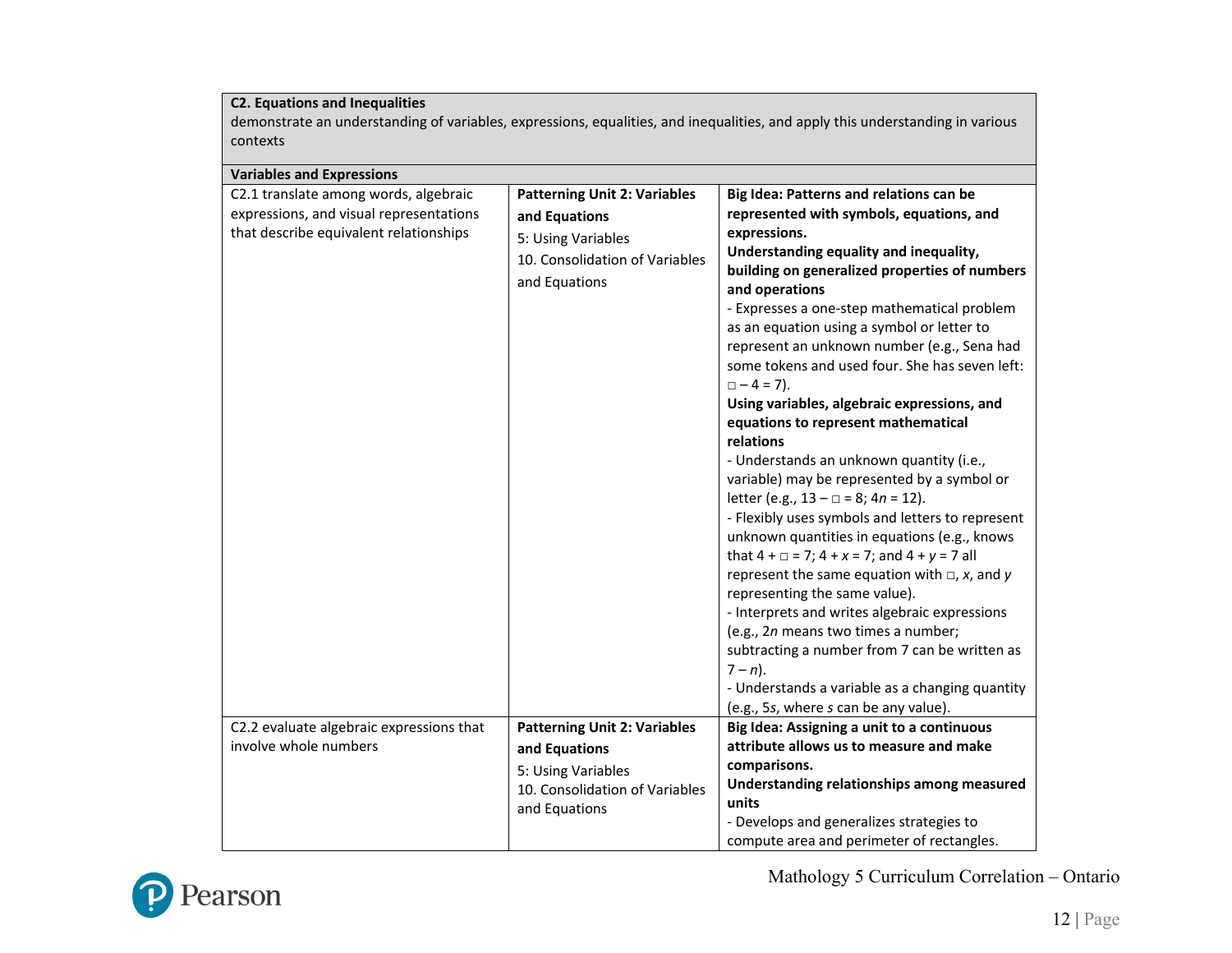| **C2. Equations and Inequalities**<br>demonstrate an understanding of variables, expressions, equalities, and inequalities, and apply this understanding in various contexts | | |
|---|---|---|
| **Variables and Expressions** | | |
| C2.1 translate among words, algebraic expressions, and visual representations that describe equivalent relationships | **Patterning Unit 2: Variables and Equations**<br>5: Using Variables<br>10. Consolidation of Variables and Equations | **Big Idea: Patterns and relations can be represented with symbols, equations, and expressions.**<br>**Understanding equality and inequality, building on generalized properties of numbers and operations**<br>- Expresses a one-step mathematical problem as an equation using a symbol or letter to represent an unknown number (e.g., Sena had some tokens and used four. She has seven left: $\square - 4 = 7$).<br>**Using variables, algebraic expressions, and equations to represent mathematical relations**<br>- Understands an unknown quantity (i.e., variable) may be represented by a symbol or letter (e.g., $13 - \square = 8$; $4n = 12$).<br>- Flexibly uses symbols and letters to represent unknown quantities in equations (e.g., knows that $4 + \square = 7$; $4 + x = 7$; and $4 + y = 7$ all represent the same equation with $\square$, $x$, and $y$ representing the same value).<br>- Interprets and writes algebraic expressions (e.g., $2n$ means two times a number; subtracting a number from 7 can be written as $7 - n$).<br>- Understands a variable as a changing quantity (e.g., $5s$, where $s$ can be any value). |
| C2.2 evaluate algebraic expressions that involve whole numbers | **Patterning Unit 2: Variables and Equations**<br>5: Using Variables<br>10. Consolidation of Variables and Equations | **Big Idea: Assigning a unit to a continuous attribute allows us to measure and make comparisons.**<br>**Understanding relationships among measured units**<br>- Develops and generalizes strategies to compute area and perimeter of rectangles. |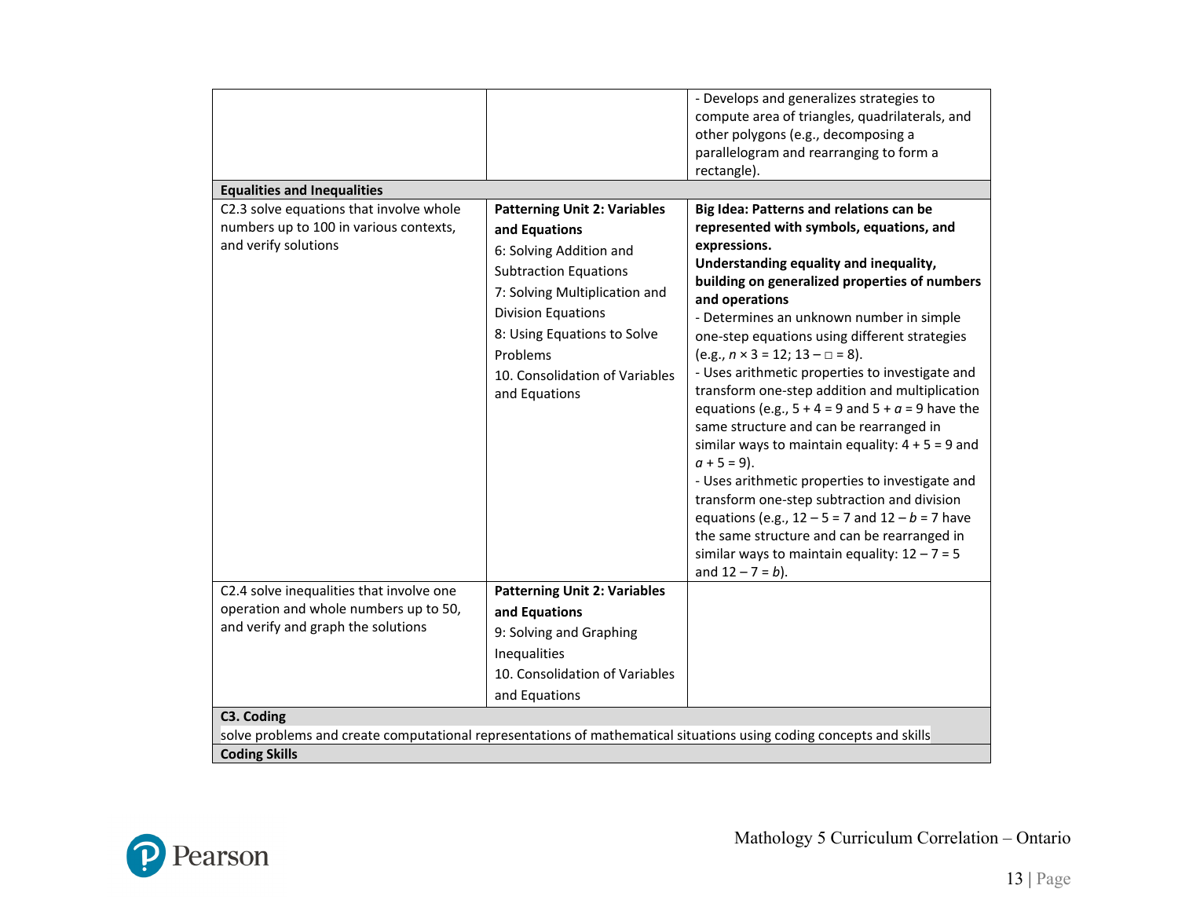| | | |
|---|---|---|
| | | - Develops and generalizes strategies to compute area of triangles, quadrilaterals, and other polygons (e.g., decomposing a parallelogram and rearranging to form a rectangle). |
| **Equalities and Inequalities** | | |
| C2.3 solve equations that involve whole numbers up to 100 in various contexts, and verify solutions | **Patterning Unit 2: Variables and Equations**<br>6: Solving Addition and Subtraction Equations<br>7: Solving Multiplication and Division Equations<br>8: Using Equations to Solve Problems<br>10. Consolidation of Variables and Equations | **Big Idea: Patterns and relations can be represented with symbols, equations, and expressions.**<br>**Understanding equality and inequality, building on generalized properties of numbers and operations**<br>- Determines an unknown number in simple one-step equations using different strategies (e.g., $n \times 3 = 12$; $13 - \square = 8$).<br>- Uses arithmetic properties to investigate and transform one-step addition and multiplication equations (e.g., $5 + 4 = 9$ and $5 + a = 9$ have the same structure and can be rearranged in similar ways to maintain equality: $4 + 5 = 9$ and $a + 5 = 9$).<br>- Uses arithmetic properties to investigate and transform one-step subtraction and division equations (e.g., $12 - 5 = 7$ and $12 - b = 7$ have the same structure and can be rearranged in similar ways to maintain equality: $12 - 7 = 5$ and $12 - 7 = b$). |
| C2.4 solve inequalities that involve one operation and whole numbers up to 50, and verify and graph the solutions | **Patterning Unit 2: Variables and Equations**<br>9: Solving and Graphing Inequalities<br>10. Consolidation of Variables and Equations | |
| **C3. Coding**<br>solve problems and create computational representations of mathematical situations using coding concepts and skills | | |
| **Coding Skills** | | |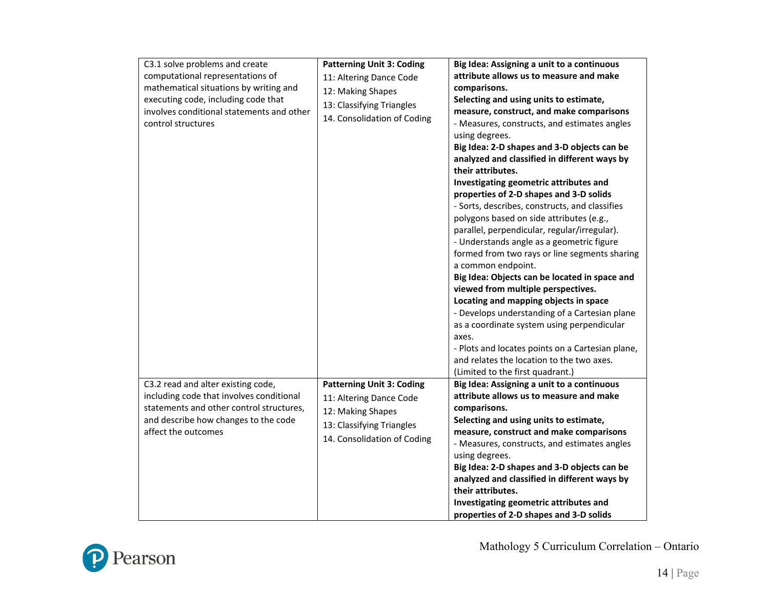| | | |
|---|---|---|
| C3.1 solve problems and create computational representations of mathematical situations by writing and executing code, including code that involves conditional statements and other control structures | **Patterning Unit 3: Coding**<br>11: Altering Dance Code<br>12: Making Shapes<br>13: Classifying Triangles<br>14. Consolidation of Coding | **Big Idea: Assigning a unit to a continuous attribute allows us to measure and make comparisons.**<br>**Selecting and using units to estimate, measure, construct, and make comparisons**<br>- Measures, constructs, and estimates angles using degrees.<br>**Big Idea: 2-D shapes and 3-D objects can be analyzed and classified in different ways by their attributes.**<br>**Investigating geometric attributes and properties of 2-D shapes and 3-D solids**<br>- Sorts, describes, constructs, and classifies polygons based on side attributes (e.g., parallel, perpendicular, regular/irregular).<br>- Understands angle as a geometric figure formed from two rays or line segments sharing a common endpoint.<br>**Big Idea: Objects can be located in space and viewed from multiple perspectives.**<br>**Locating and mapping objects in space**<br>- Develops understanding of a Cartesian plane as a coordinate system using perpendicular axes.<br>- Plots and locates points on a Cartesian plane, and relates the location to the two axes. (Limited to the first quadrant.) |
| C3.2 read and alter existing code, including code that involves conditional statements and other control structures, and describe how changes to the code affect the outcomes | **Patterning Unit 3: Coding**<br>11: Altering Dance Code<br>12: Making Shapes<br>13: Classifying Triangles<br>14. Consolidation of Coding | **Big Idea: Assigning a unit to a continuous attribute allows us to measure and make comparisons.**<br>**Selecting and using units to estimate, measure, construct and make comparisons**<br>- Measures, constructs, and estimates angles using degrees.<br>**Big Idea: 2-D shapes and 3-D objects can be analyzed and classified in different ways by their attributes.**<br>**Investigating geometric attributes and properties of 2-D shapes and 3-D solids** |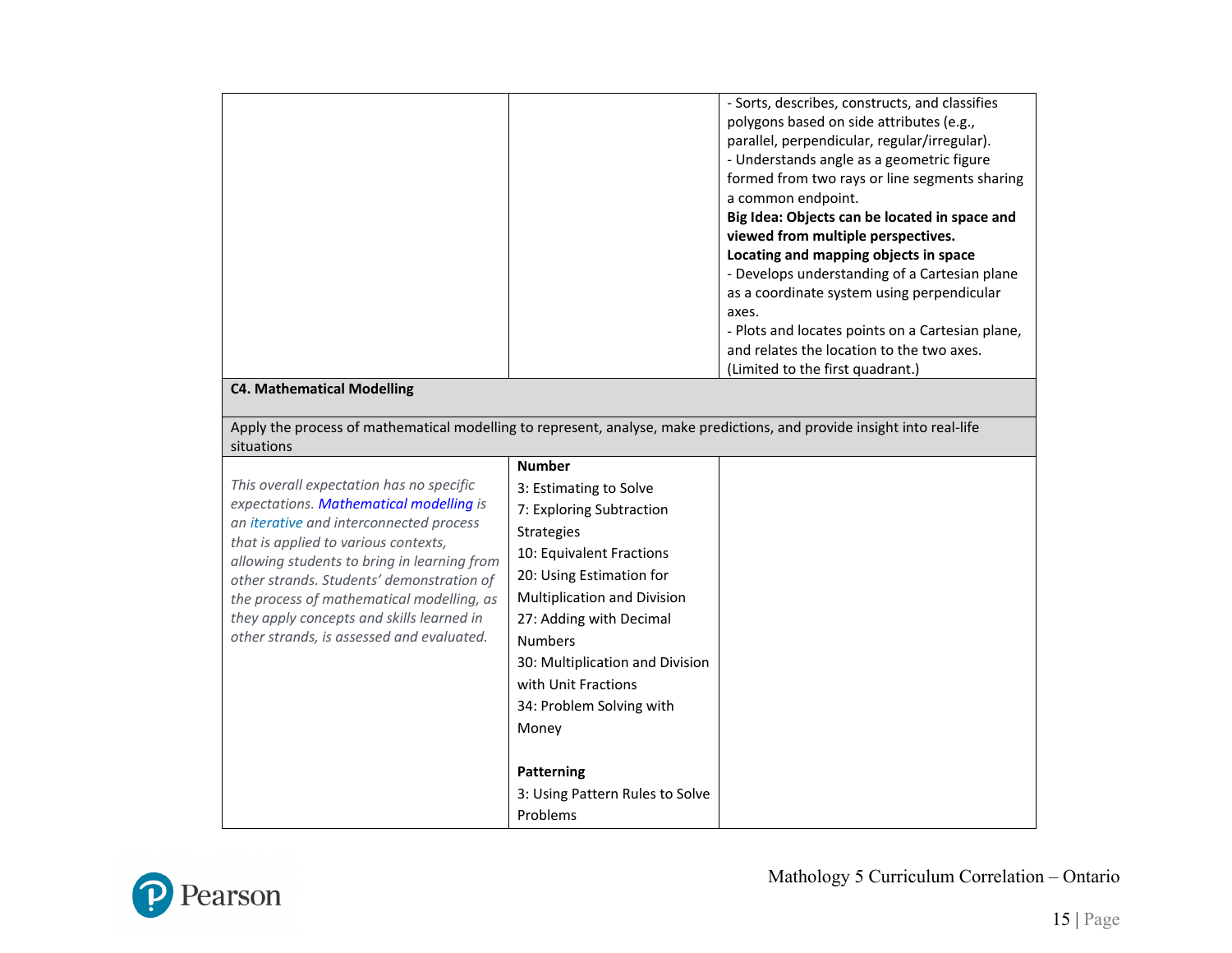| | | |
|---|---|---|
| | | - Sorts, describes, constructs, and classifies polygons based on side attributes (e.g., parallel, perpendicular, regular/irregular).<br>- Understands angle as a geometric figure formed from two rays or line segments sharing a common endpoint.<br>**Big Idea: Objects can be located in space and viewed from multiple perspectives.**<br>**Locating and mapping objects in space**<br>- Develops understanding of a Cartesian plane as a coordinate system using perpendicular axes.<br>- Plots and locates points on a Cartesian plane, and relates the location to the two axes. (Limited to the first quadrant.) |
| **C4. Mathematical Modelling** | | |
| Apply the process of mathematical modelling to represent, analyse, make predictions, and provide insight into real-life situations | | |
| *This overall expectation has no specific expectations. Mathematical modelling is an iterative and interconnected process that is applied to various contexts, allowing students to bring in learning from other strands. Students' demonstration of the process of mathematical modelling, as they apply concepts and skills learned in other strands, is assessed and evaluated.* | **Number**<br>3: Estimating to Solve<br>7: Exploring Subtraction Strategies<br>10: Equivalent Fractions<br>20: Using Estimation for Multiplication and Division<br>27: Adding with Decimal Numbers<br>30: Multiplication and Division with Unit Fractions<br>34: Problem Solving with Money<br><br>**Patterning**<br>3: Using Pattern Rules to Solve Problems | |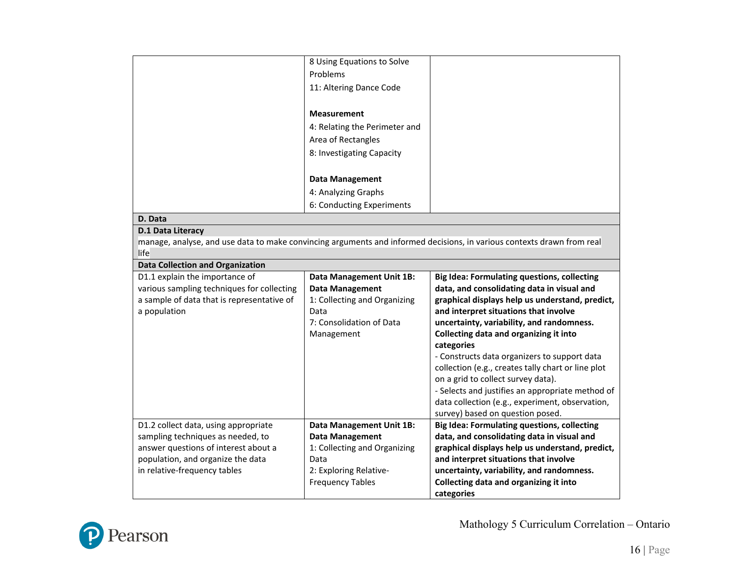| | | |
|---|---|---|
| | 8 Using Equations to Solve Problems<br>11: Altering Dance Code<br><br>**Measurement**<br>4: Relating the Perimeter and Area of Rectangles<br>8: Investigating Capacity<br><br>**Data Management**<br>4: Analyzing Graphs<br>6: Conducting Experiments | |
| **D. Data** | | |
| **D.1 Data Literacy**<br>manage, analyse, and use data to make convincing arguments and informed decisions, in various contexts drawn from real life | | |
| **Data Collection and Organization** | | |
| D1.1 explain the importance of various sampling techniques for collecting a sample of data that is representative of a population | **Data Management Unit 1B: Data Management**<br>1: Collecting and Organizing Data<br>7: Consolidation of Data Management | **Big Idea: Formulating questions, collecting data, and consolidating data in visual and graphical displays help us understand, predict, and interpret situations that involve uncertainty, variability, and randomness.**<br>**Collecting data and organizing it into categories**<br>- Constructs data organizers to support data collection (e.g., creates tally chart or line plot on a grid to collect survey data).<br>- Selects and justifies an appropriate method of data collection (e.g., experiment, observation, survey) based on question posed. |
| D1.2 collect data, using appropriate sampling techniques as needed, to answer questions of interest about a population, and organize the data in relative-frequency tables | **Data Management Unit 1B: Data Management**<br>1: Collecting and Organizing Data<br>2: Exploring Relative-Frequency Tables | **Big Idea: Formulating questions, collecting data, and consolidating data in visual and graphical displays help us understand, predict, and interpret situations that involve uncertainty, variability, and randomness.**<br>**Collecting data and organizing it into categories** |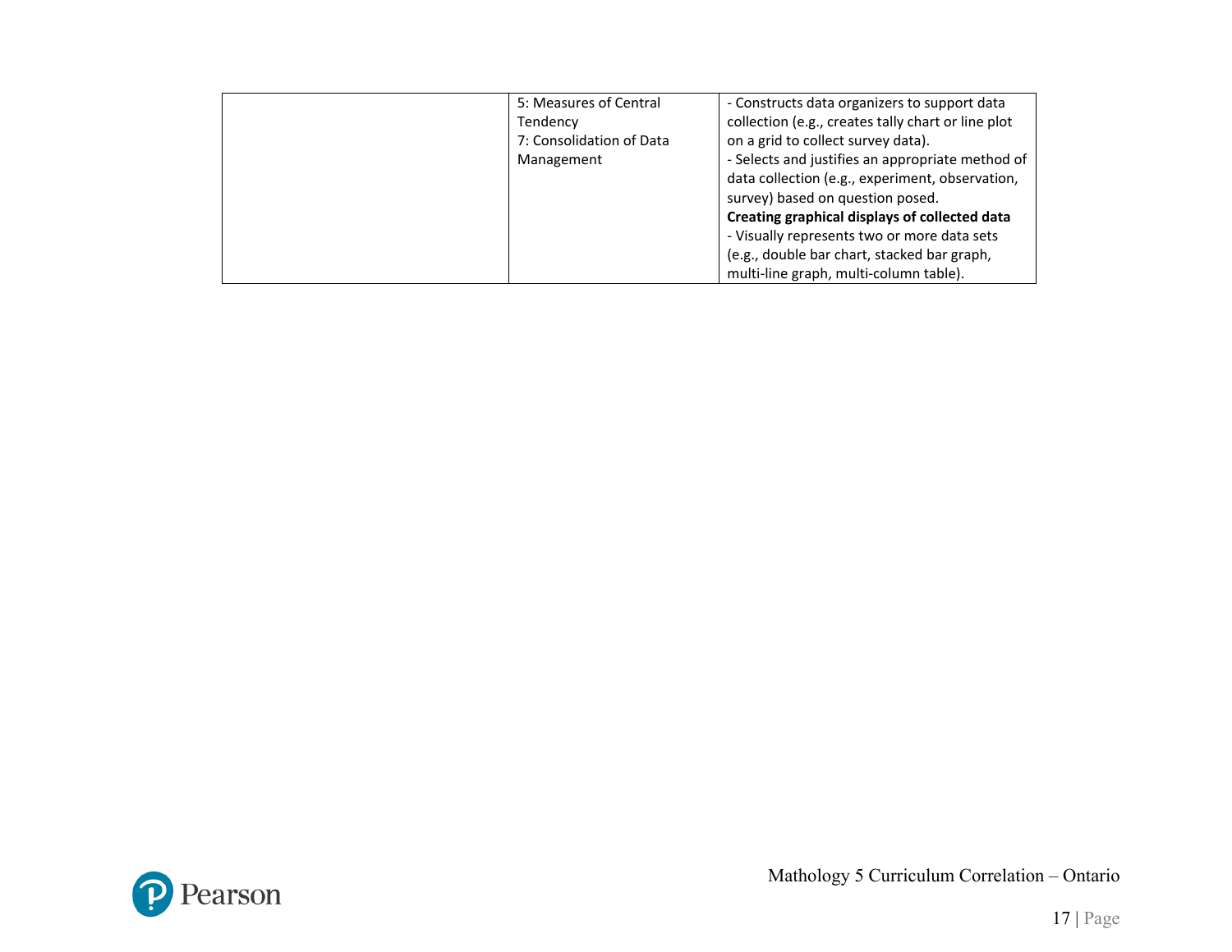| | | |
|---|---|---|
| | 5: Measures of Central Tendency<br>7: Consolidation of Data Management | - Constructs data organizers to support data collection (e.g., creates tally chart or line plot on a grid to collect survey data).<br>- Selects and justifies an appropriate method of data collection (e.g., experiment, observation, survey) based on question posed.<br>**Creating graphical displays of collected data**<br>- Visually represents two or more data sets (e.g., double bar chart, stacked bar graph, multi-line graph, multi-column table). |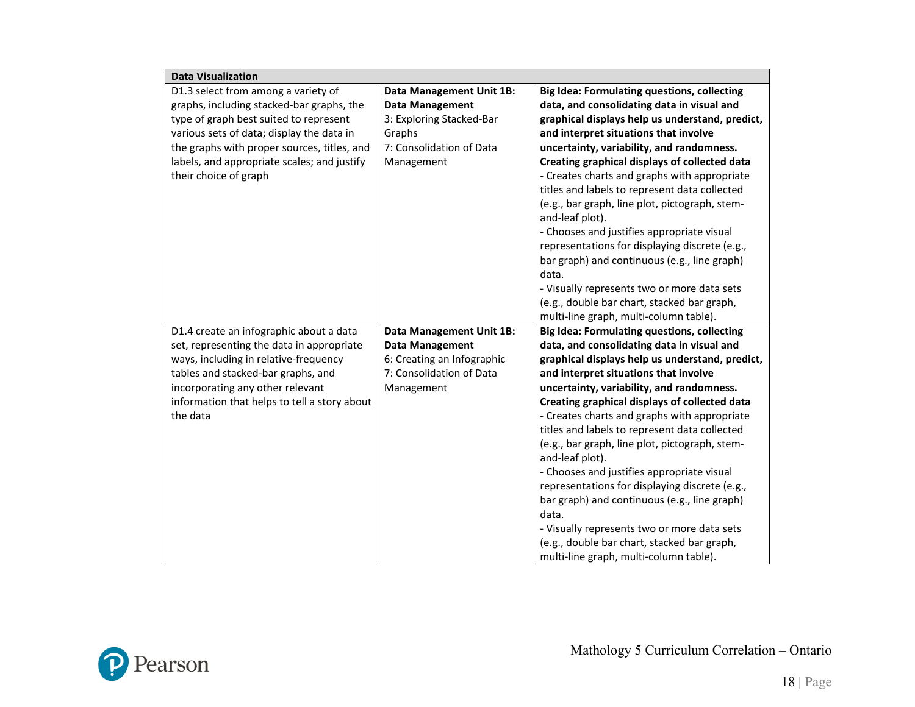| Data Visualization | | |
|---|---|---|
| D1.3 select from among a variety of graphs, including stacked-bar graphs, the type of graph best suited to represent various sets of data; display the data in the graphs with proper sources, titles, and labels, and appropriate scales; and justify their choice of graph | **Data Management Unit 1B: Data Management**<br>3: Exploring Stacked-Bar Graphs<br>7: Consolidation of Data Management | **Big Idea: Formulating questions, collecting data, and consolidating data in visual and graphical displays help us understand, predict, and interpret situations that involve uncertainty, variability, and randomness.**<br>**Creating graphical displays of collected data**<br>- Creates charts and graphs with appropriate titles and labels to represent data collected (e.g., bar graph, line plot, pictograph, stem-and-leaf plot).<br>- Chooses and justifies appropriate visual representations for displaying discrete (e.g., bar graph) and continuous (e.g., line graph) data.<br>- Visually represents two or more data sets (e.g., double bar chart, stacked bar graph, multi-line graph, multi-column table). |
| D1.4 create an infographic about a data set, representing the data in appropriate ways, including in relative-frequency tables and stacked-bar graphs, and incorporating any other relevant information that helps to tell a story about the data | **Data Management Unit 1B: Data Management**<br>6: Creating an Infographic<br>7: Consolidation of Data Management | **Big Idea: Formulating questions, collecting data, and consolidating data in visual and graphical displays help us understand, predict, and interpret situations that involve uncertainty, variability, and randomness.**<br>**Creating graphical displays of collected data**<br>- Creates charts and graphs with appropriate titles and labels to represent data collected (e.g., bar graph, line plot, pictograph, stem-and-leaf plot).<br>- Chooses and justifies appropriate visual representations for displaying discrete (e.g., bar graph) and continuous (e.g., line graph) data.<br>- Visually represents two or more data sets (e.g., double bar chart, stacked bar graph, multi-line graph, multi-column table). |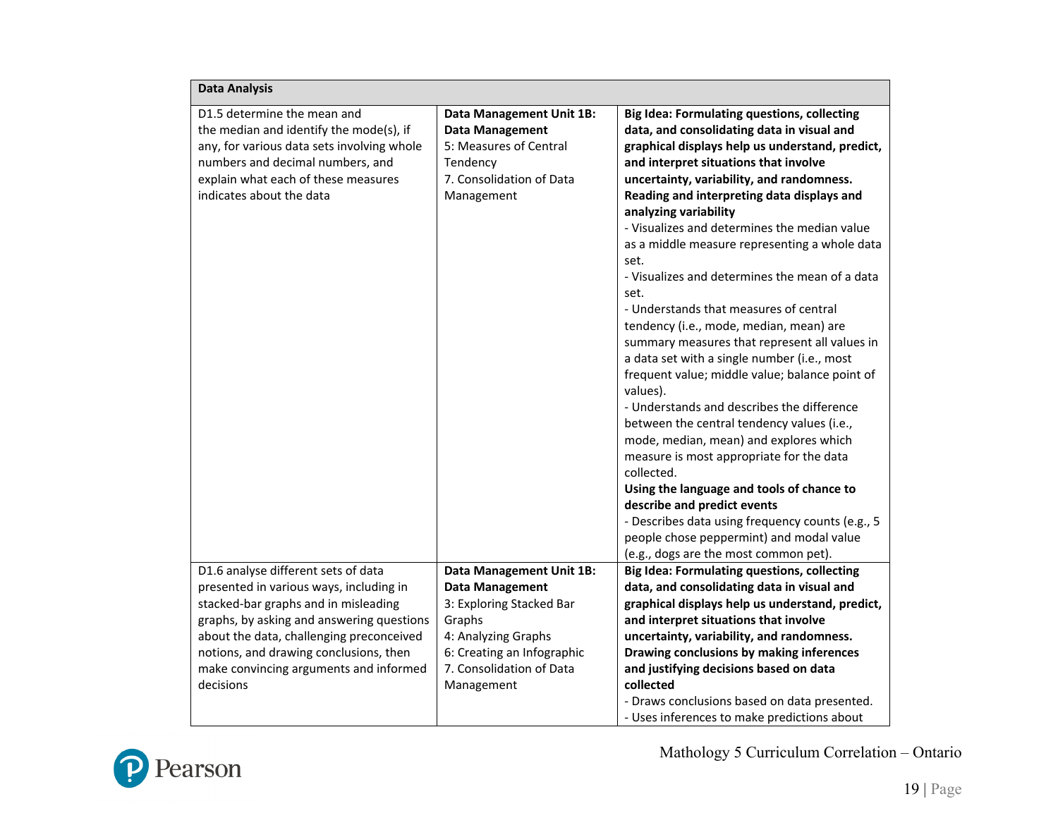| Data Analysis | | |
|---|---|---|
| D1.5 determine the mean and the median and identify the mode(s), if any, for various data sets involving whole numbers and decimal numbers, and explain what each of these measures indicates about the data | **Data Management Unit 1B: Data Management**<br>5: Measures of Central Tendency<br>7. Consolidation of Data Management | **Big Idea: Formulating questions, collecting data, and consolidating data in visual and graphical displays help us understand, predict, and interpret situations that involve uncertainty, variability, and randomness.**<br>**Reading and interpreting data displays and analyzing variability**<br>- Visualizes and determines the median value as a middle measure representing a whole data set.<br>- Visualizes and determines the mean of a data set.<br>- Understands that measures of central tendency (i.e., mode, median, mean) are summary measures that represent all values in a data set with a single number (i.e., most frequent value; middle value; balance point of values).<br>- Understands and describes the difference between the central tendency values (i.e., mode, median, mean) and explores which measure is most appropriate for the data collected.<br>**Using the language and tools of chance to describe and predict events**<br>- Describes data using frequency counts (e.g., 5 people chose peppermint) and modal value (e.g., dogs are the most common pet). |
| D1.6 analyse different sets of data presented in various ways, including in stacked-bar graphs and in misleading graphs, by asking and answering questions about the data, challenging preconceived notions, and drawing conclusions, then make convincing arguments and informed decisions | **Data Management Unit 1B: Data Management**<br>3: Exploring Stacked Bar Graphs<br>4: Analyzing Graphs<br>6: Creating an Infographic<br>7. Consolidation of Data Management | **Big Idea: Formulating questions, collecting data, and consolidating data in visual and graphical displays help us understand, predict, and interpret situations that involve uncertainty, variability, and randomness.**<br>**Drawing conclusions by making inferences and justifying decisions based on data collected**<br>- Draws conclusions based on data presented.<br>- Uses inferences to make predictions about |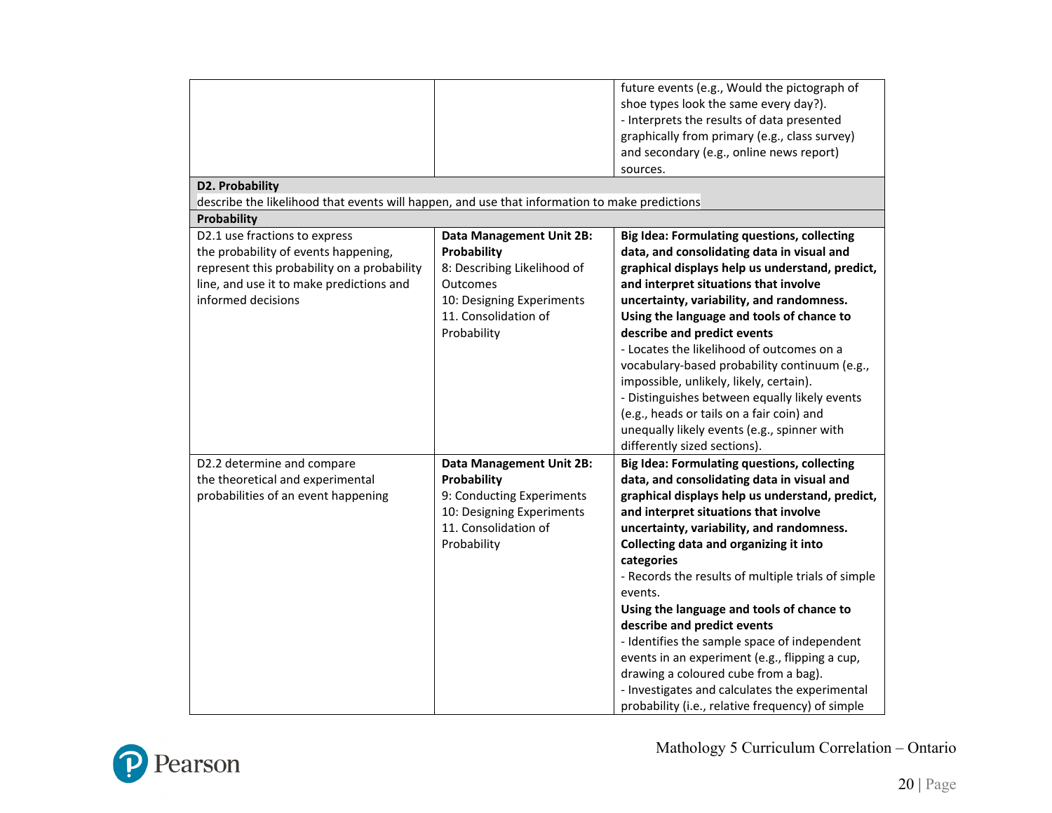| | | |
|---|---|---|
| | | future events (e.g., Would the pictograph of shoe types look the same every day?).<br>- Interprets the results of data presented graphically from primary (e.g., class survey) and secondary (e.g., online news report) sources. |
| **D2. Probability**<br>describe the likelihood that events will happen, and use that information to make predictions | | |
| **Probability** | | |
| D2.1 use fractions to express the probability of events happening, represent this probability on a probability line, and use it to make predictions and informed decisions | **Data Management Unit 2B: Probability**<br>8: Describing Likelihood of Outcomes<br>10: Designing Experiments<br>11. Consolidation of Probability | **Big Idea: Formulating questions, collecting data, and consolidating data in visual and graphical displays help us understand, predict, and interpret situations that involve uncertainty, variability, and randomness.**<br>**Using the language and tools of chance to describe and predict events**<br>- Locates the likelihood of outcomes on a vocabulary-based probability continuum (e.g., impossible, unlikely, likely, certain).<br>- Distinguishes between equally likely events (e.g., heads or tails on a fair coin) and unequally likely events (e.g., spinner with differently sized sections). |
| D2.2 determine and compare the theoretical and experimental probabilities of an event happening | **Data Management Unit 2B: Probability**<br>9: Conducting Experiments<br>10: Designing Experiments<br>11. Consolidation of Probability | **Big Idea: Formulating questions, collecting data, and consolidating data in visual and graphical displays help us understand, predict, and interpret situations that involve uncertainty, variability, and randomness.**<br>**Collecting data and organizing it into categories**<br>- Records the results of multiple trials of simple events.<br>**Using the language and tools of chance to describe and predict events**<br>- Identifies the sample space of independent events in an experiment (e.g., flipping a cup, drawing a coloured cube from a bag).<br>- Investigates and calculates the experimental probability (i.e., relative frequency) of simple |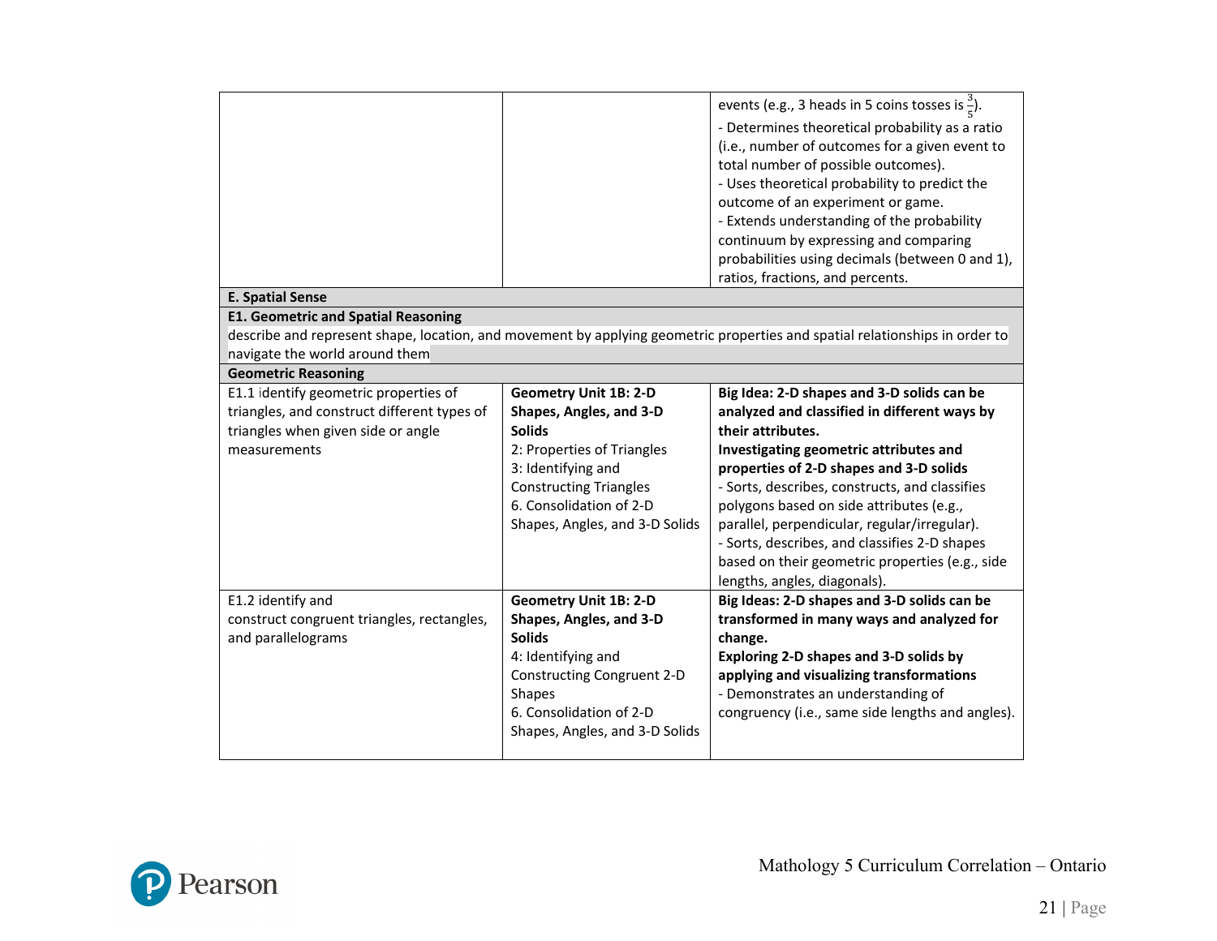| | | |
|---|---|---|
| | | events (e.g., 3 heads in 5 coins tosses is $\frac{3}{5}$).<br>- Determines theoretical probability as a ratio (i.e., number of outcomes for a given event to total number of possible outcomes).<br>- Uses theoretical probability to predict the outcome of an experiment or game.<br>- Extends understanding of the probability continuum by expressing and comparing probabilities using decimals (between 0 and 1), ratios, fractions, and percents. |
| **E. Spatial Sense** | | |
| **E1. Geometric and Spatial Reasoning**<br>describe and represent shape, location, and movement by applying geometric properties and spatial relationships in order to navigate the world around them | | |
| **Geometric Reasoning** | | |
| E1.1 identify geometric properties of triangles, and construct different types of triangles when given side or angle measurements | **Geometry Unit 1B: 2-D Shapes, Angles, and 3-D Solids**<br>2: Properties of Triangles<br>3: Identifying and Constructing Triangles<br>6. Consolidation of 2-D Shapes, Angles, and 3-D Solids | **Big Idea: 2-D shapes and 3-D solids can be analyzed and classified in different ways by their attributes.**<br>**Investigating geometric attributes and properties of 2-D shapes and 3-D solids**<br>- Sorts, describes, constructs, and classifies polygons based on side attributes (e.g., parallel, perpendicular, regular/irregular).<br>- Sorts, describes, and classifies 2-D shapes based on their geometric properties (e.g., side lengths, angles, diagonals). |
| E1.2 identify and construct congruent triangles, rectangles, and parallelograms | **Geometry Unit 1B: 2-D Shapes, Angles, and 3-D Solids**<br>4: Identifying and Constructing Congruent 2-D Shapes<br>6. Consolidation of 2-D Shapes, Angles, and 3-D Solids | **Big Ideas: 2-D shapes and 3-D solids can be transformed in many ways and analyzed for change.**<br>**Exploring 2-D shapes and 3-D solids by applying and visualizing transformations**<br>- Demonstrates an understanding of congruency (i.e., same side lengths and angles). |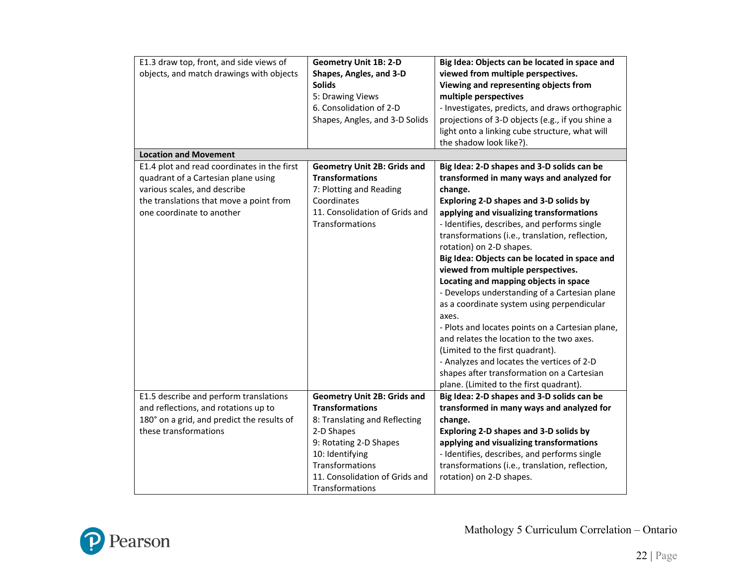| | | |
|---|---|---|
| E1.3 draw top, front, and side views of objects, and match drawings with objects | **Geometry Unit 1B: 2-D Shapes, Angles, and 3-D Solids**<br>5: Drawing Views<br>6. Consolidation of 2-D Shapes, Angles, and 3-D Solids | **Big Idea: Objects can be located in space and viewed from multiple perspectives.**<br>**Viewing and representing objects from multiple perspectives**<br>- Investigates, predicts, and draws orthographic projections of 3-D objects (e.g., if you shine a light onto a linking cube structure, what will the shadow look like?). |
| **Location and Movement** | | |
| E1.4 plot and read coordinates in the first quadrant of a Cartesian plane using various scales, and describe the translations that move a point from one coordinate to another | **Geometry Unit 2B: Grids and Transformations**<br>7: Plotting and Reading Coordinates<br>11. Consolidation of Grids and Transformations | **Big Idea: 2-D shapes and 3-D solids can be transformed in many ways and analyzed for change.**<br>**Exploring 2-D shapes and 3-D solids by applying and visualizing transformations**<br>- Identifies, describes, and performs single transformations (i.e., translation, reflection, rotation) on 2-D shapes.<br>**Big Idea: Objects can be located in space and viewed from multiple perspectives.**<br>**Locating and mapping objects in space**<br>- Develops understanding of a Cartesian plane as a coordinate system using perpendicular axes.<br>- Plots and locates points on a Cartesian plane, and relates the location to the two axes. (Limited to the first quadrant).<br>- Analyzes and locates the vertices of 2-D shapes after transformation on a Cartesian plane. (Limited to the first quadrant). |
| E1.5 describe and perform translations and reflections, and rotations up to 180° on a grid, and predict the results of these transformations | **Geometry Unit 2B: Grids and Transformations**<br>8: Translating and Reflecting 2-D Shapes<br>9: Rotating 2-D Shapes<br>10: Identifying Transformations<br>11. Consolidation of Grids and Transformations | **Big Idea: 2-D shapes and 3-D solids can be transformed in many ways and analyzed for change.**<br>**Exploring 2-D shapes and 3-D solids by applying and visualizing transformations**<br>- Identifies, describes, and performs single transformations (i.e., translation, reflection, rotation) on 2-D shapes. |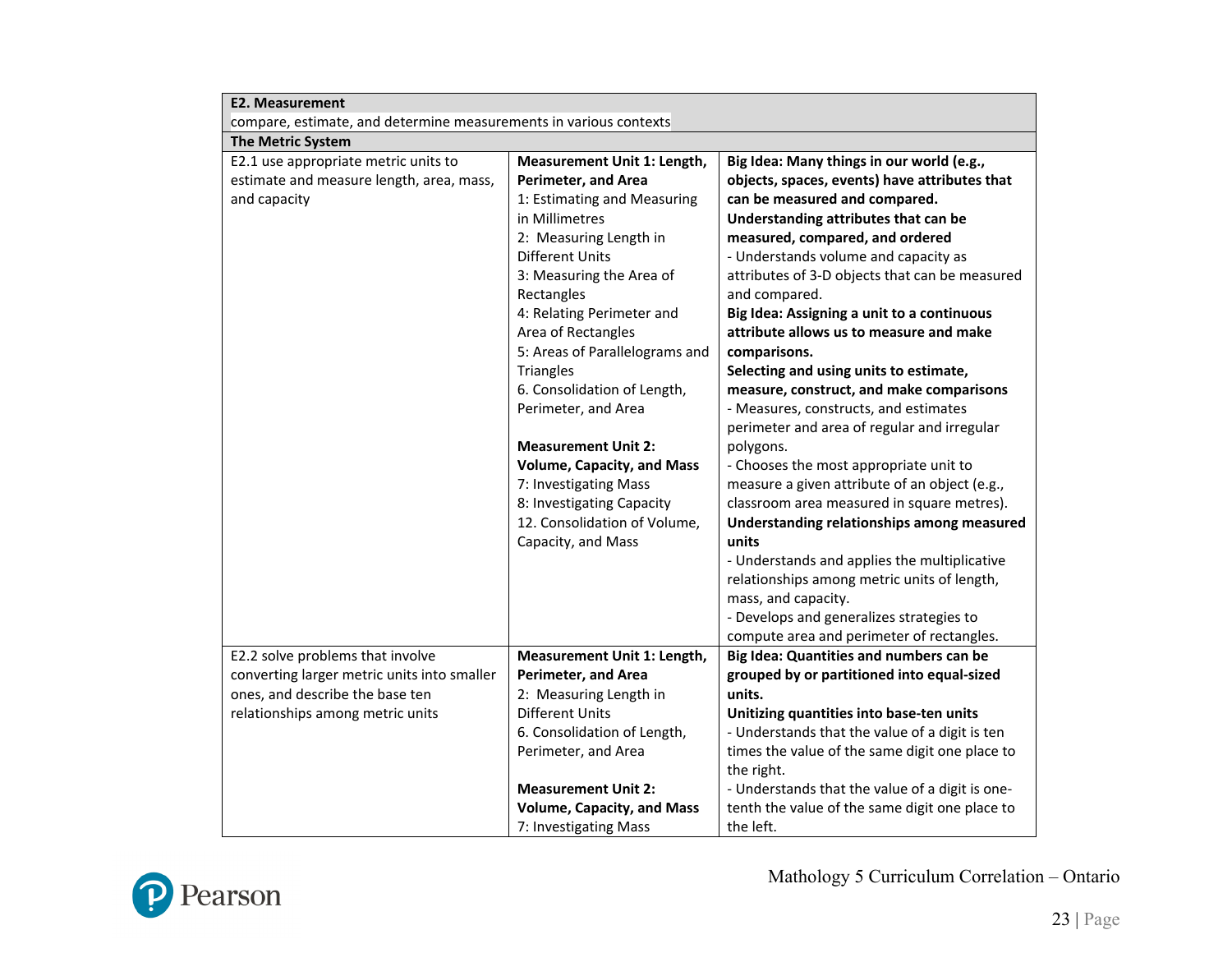| **E2. Measurement**<br>compare, estimate, and determine measurements in various contexts | | |
|---|---|---|
| **The Metric System** | | |
| E2.1 use appropriate metric units to estimate and measure length, area, mass, and capacity | **Measurement Unit 1: Length, Perimeter, and Area**<br>1: Estimating and Measuring in Millimetres<br>2: Measuring Length in Different Units<br>3: Measuring the Area of Rectangles<br>4: Relating Perimeter and Area of Rectangles<br>5: Areas of Parallelograms and Triangles<br>6. Consolidation of Length, Perimeter, and Area<br><br>**Measurement Unit 2: Volume, Capacity, and Mass**<br>7: Investigating Mass<br>8: Investigating Capacity<br>12. Consolidation of Volume, Capacity, and Mass | **Big Idea: Many things in our world (e.g., objects, spaces, events) have attributes that can be measured and compared.**<br>**Understanding attributes that can be measured, compared, and ordered**<br>- Understands volume and capacity as attributes of 3-D objects that can be measured and compared.<br>**Big Idea: Assigning a unit to a continuous attribute allows us to measure and make comparisons.**<br>**Selecting and using units to estimate, measure, construct, and make comparisons**<br>- Measures, constructs, and estimates perimeter and area of regular and irregular polygons.<br>- Chooses the most appropriate unit to measure a given attribute of an object (e.g., classroom area measured in square metres).<br>**Understanding relationships among measured units**<br>- Understands and applies the multiplicative relationships among metric units of length, mass, and capacity.<br>- Develops and generalizes strategies to compute area and perimeter of rectangles. |
| E2.2 solve problems that involve converting larger metric units into smaller ones, and describe the base ten relationships among metric units | **Measurement Unit 1: Length, Perimeter, and Area**<br>2: Measuring Length in Different Units<br>6. Consolidation of Length, Perimeter, and Area<br><br>**Measurement Unit 2: Volume, Capacity, and Mass**<br>7: Investigating Mass | **Big Idea: Quantities and numbers can be grouped by or partitioned into equal-sized units.**<br>**Unitizing quantities into base-ten units**<br>- Understands that the value of a digit is ten times the value of the same digit one place to the right.<br>- Understands that the value of a digit is one-tenth the value of the same digit one place to the left. |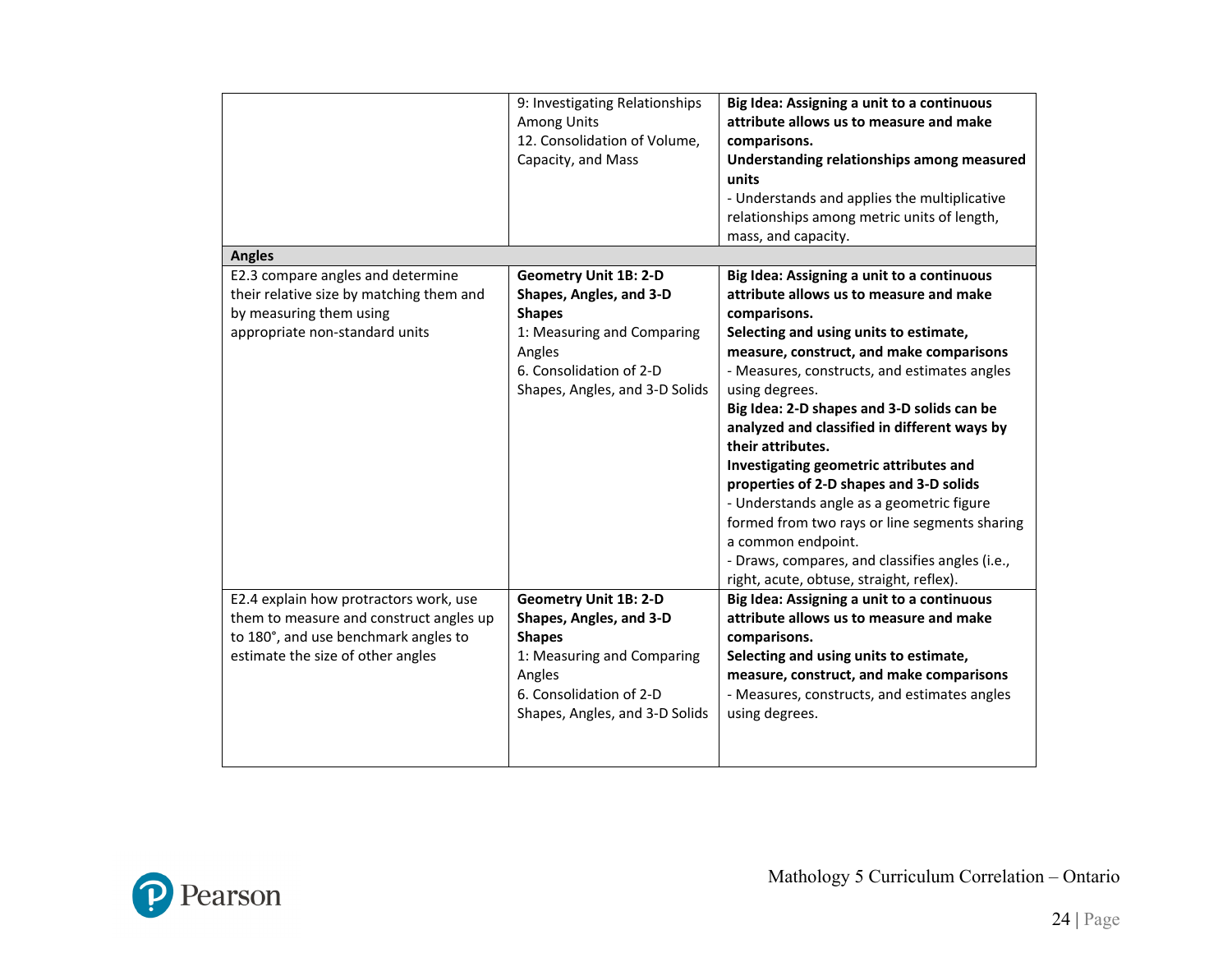| | | |
|---|---|---|
| | 9: Investigating Relationships Among Units<br>12. Consolidation of Volume, Capacity, and Mass | **Big Idea: Assigning a unit to a continuous attribute allows us to measure and make comparisons.**<br>**Understanding relationships among measured units**<br>- Understands and applies the multiplicative relationships among metric units of length, mass, and capacity. |
| **Angles** | | |
| E2.3 compare angles and determine their relative size by matching them and by measuring them using appropriate non-standard units | **Geometry Unit 1B: 2-D Shapes, Angles, and 3-D Shapes**<br>1: Measuring and Comparing Angles<br>6. Consolidation of 2-D Shapes, Angles, and 3-D Solids | **Big Idea: Assigning a unit to a continuous attribute allows us to measure and make comparisons.**<br>**Selecting and using units to estimate, measure, construct, and make comparisons**<br>- Measures, constructs, and estimates angles using degrees.<br>**Big Idea: 2-D shapes and 3-D solids can be analyzed and classified in different ways by their attributes.**<br>**Investigating geometric attributes and properties of 2-D shapes and 3-D solids**<br>- Understands angle as a geometric figure formed from two rays or line segments sharing a common endpoint.<br>- Draws, compares, and classifies angles (i.e., right, acute, obtuse, straight, reflex). |
| E2.4 explain how protractors work, use them to measure and construct angles up to 180°, and use benchmark angles to estimate the size of other angles | **Geometry Unit 1B: 2-D Shapes, Angles, and 3-D Shapes**<br>1: Measuring and Comparing Angles<br>6. Consolidation of 2-D Shapes, Angles, and 3-D Solids | **Big Idea: Assigning a unit to a continuous attribute allows us to measure and make comparisons.**<br>**Selecting and using units to estimate, measure, construct, and make comparisons**<br>- Measures, constructs, and estimates angles using degrees. |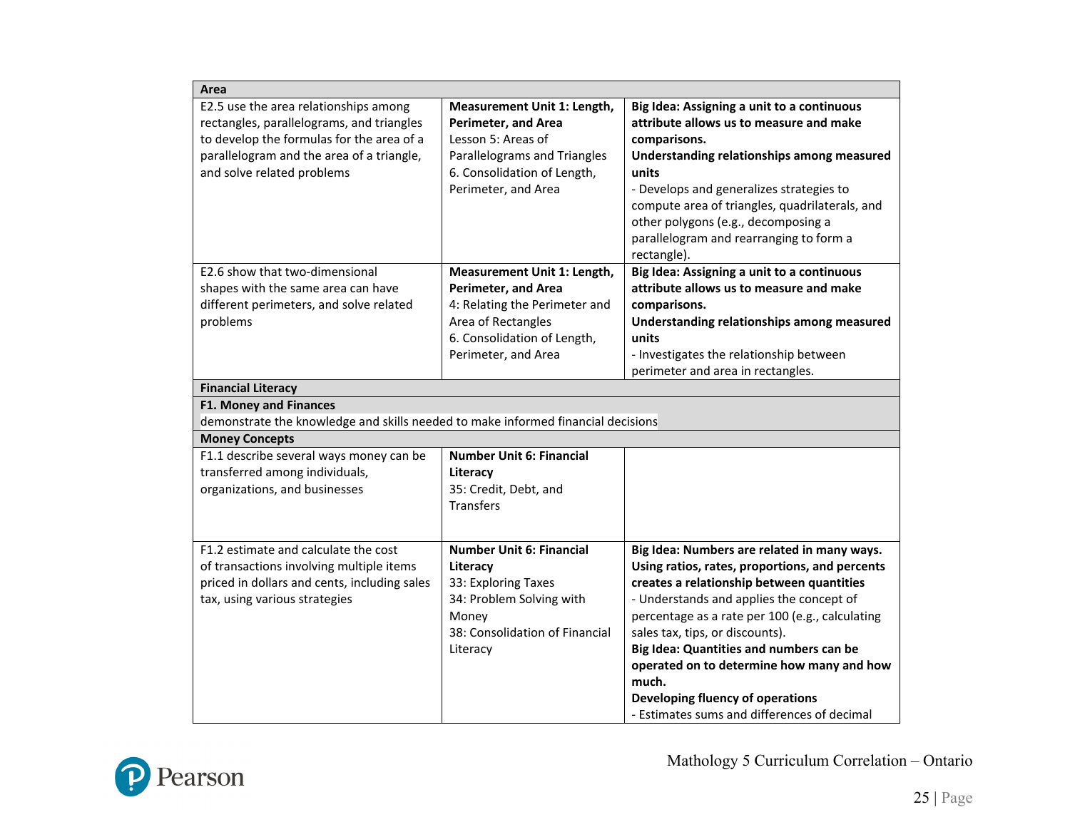| Area | | |
|---|---|---|
| E2.5 use the area relationships among rectangles, parallelograms, and triangles to develop the formulas for the area of a parallelogram and the area of a triangle, and solve related problems | **Measurement Unit 1: Length, Perimeter, and Area**<br>Lesson 5: Areas of Parallelograms and Triangles<br>6. Consolidation of Length, Perimeter, and Area | **Big Idea: Assigning a unit to a continuous attribute allows us to measure and make comparisons.**<br>**Understanding relationships among measured units**<br>- Develops and generalizes strategies to compute area of triangles, quadrilaterals, and other polygons (e.g., decomposing a parallelogram and rearranging to form a rectangle). |
| E2.6 show that two-dimensional shapes with the same area can have different perimeters, and solve related problems | **Measurement Unit 1: Length, Perimeter, and Area**<br>4: Relating the Perimeter and Area of Rectangles<br>6. Consolidation of Length, Perimeter, and Area | **Big Idea: Assigning a unit to a continuous attribute allows us to measure and make comparisons.**<br>**Understanding relationships among measured units**<br>- Investigates the relationship between perimeter and area in rectangles. |
| **Financial Literacy** | | |
| **F1. Money and Finances**<br>demonstrate the knowledge and skills needed to make informed financial decisions | | |
| **Money Concepts** | | |
| F1.1 describe several ways money can be transferred among individuals, organizations, and businesses | **Number Unit 6: Financial Literacy**<br>35: Credit, Debt, and Transfers | |
| F1.2 estimate and calculate the cost of transactions involving multiple items priced in dollars and cents, including sales tax, using various strategies | **Number Unit 6: Financial Literacy**<br>33: Exploring Taxes<br>34: Problem Solving with Money<br>38: Consolidation of Financial Literacy | **Big Idea: Numbers are related in many ways.**<br>**Using ratios, rates, proportions, and percents creates a relationship between quantities**<br>- Understands and applies the concept of percentage as a rate per 100 (e.g., calculating sales tax, tips, or discounts).<br>**Big Idea: Quantities and numbers can be operated on to determine how many and how much.**<br>**Developing fluency of operations**<br>- Estimates sums and differences of decimal |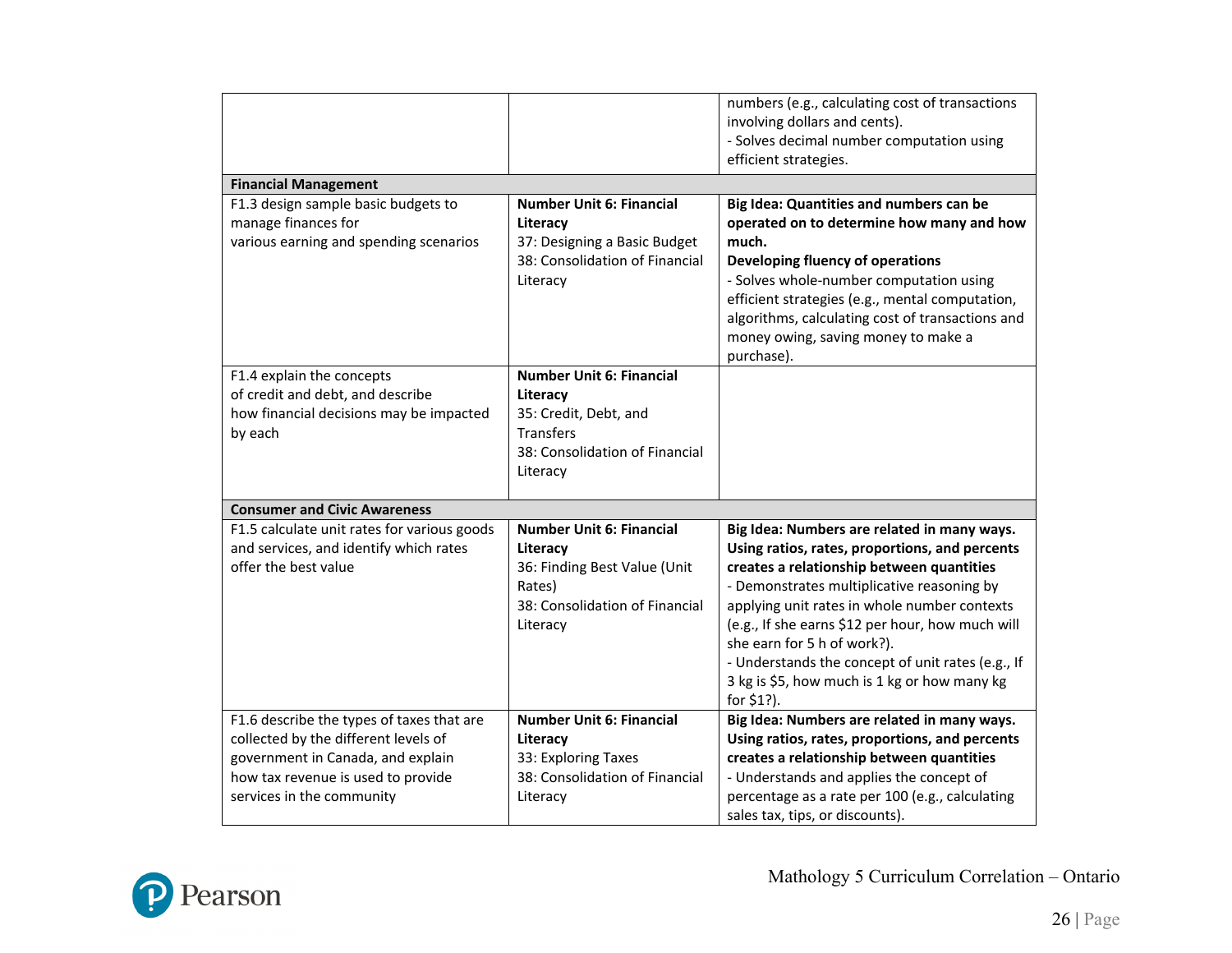| | | |
|---|---|---|
| | | numbers (e.g., calculating cost of transactions involving dollars and cents).<br>- Solves decimal number computation using efficient strategies. |
| **Financial Management** | | |
| F1.3 design sample basic budgets to manage finances for various earning and spending scenarios | **Number Unit 6: Financial Literacy**<br>37: Designing a Basic Budget<br>38: Consolidation of Financial Literacy | **Big Idea: Quantities and numbers can be operated on to determine how many and how much.**<br>**Developing fluency of operations**<br>- Solves whole-number computation using efficient strategies (e.g., mental computation, algorithms, calculating cost of transactions and money owing, saving money to make a purchase). |
| F1.4 explain the concepts of credit and debt, and describe how financial decisions may be impacted by each | **Number Unit 6: Financial Literacy**<br>35: Credit, Debt, and Transfers<br>38: Consolidation of Financial Literacy | |
| **Consumer and Civic Awareness** | | |
| F1.5 calculate unit rates for various goods and services, and identify which rates offer the best value | **Number Unit 6: Financial Literacy**<br>36: Finding Best Value (Unit Rates)<br>38: Consolidation of Financial Literacy | **Big Idea: Numbers are related in many ways.**<br>**Using ratios, rates, proportions, and percents creates a relationship between quantities**<br>- Demonstrates multiplicative reasoning by applying unit rates in whole number contexts (e.g., If she earns $12 per hour, how much will she earn for 5 h of work?).<br>- Understands the concept of unit rates (e.g., If 3 kg is $5, how much is 1 kg or how many kg for $1?). |
| F1.6 describe the types of taxes that are collected by the different levels of government in Canada, and explain how tax revenue is used to provide services in the community | **Number Unit 6: Financial Literacy**<br>33: Exploring Taxes<br>38: Consolidation of Financial Literacy | **Big Idea: Numbers are related in many ways.**<br>**Using ratios, rates, proportions, and percents creates a relationship between quantities**<br>- Understands and applies the concept of percentage as a rate per 100 (e.g., calculating sales tax, tips, or discounts). |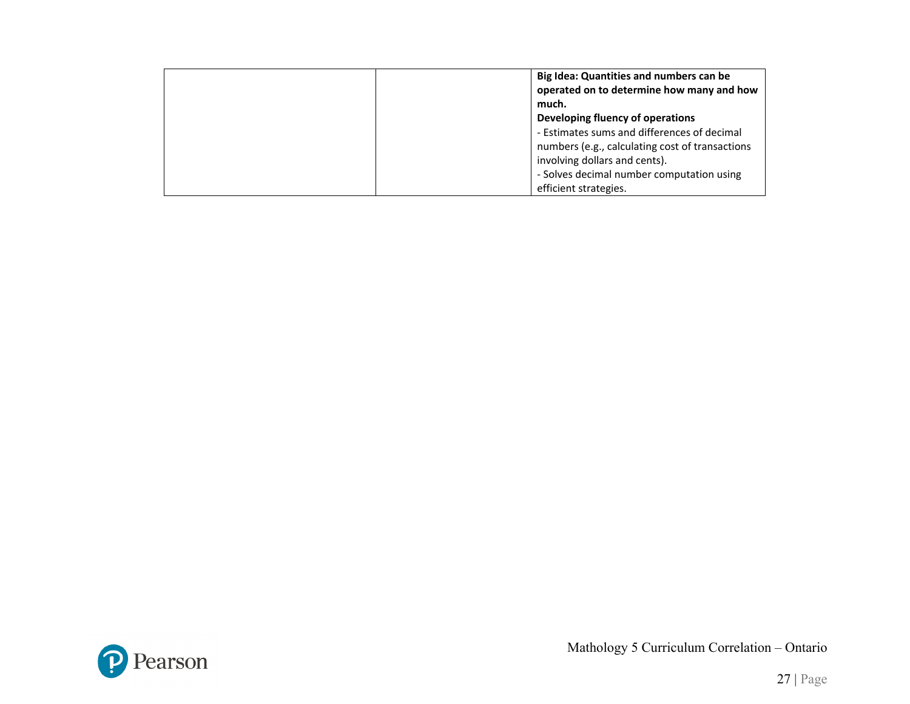| | | |
|---|---|---|
| | | **Big Idea: Quantities and numbers can be operated on to determine how many and how much.**<br>**Developing fluency of operations**<br>- Estimates sums and differences of decimal numbers (e.g., calculating cost of transactions involving dollars and cents).<br>- Solves decimal number computation using efficient strategies. |